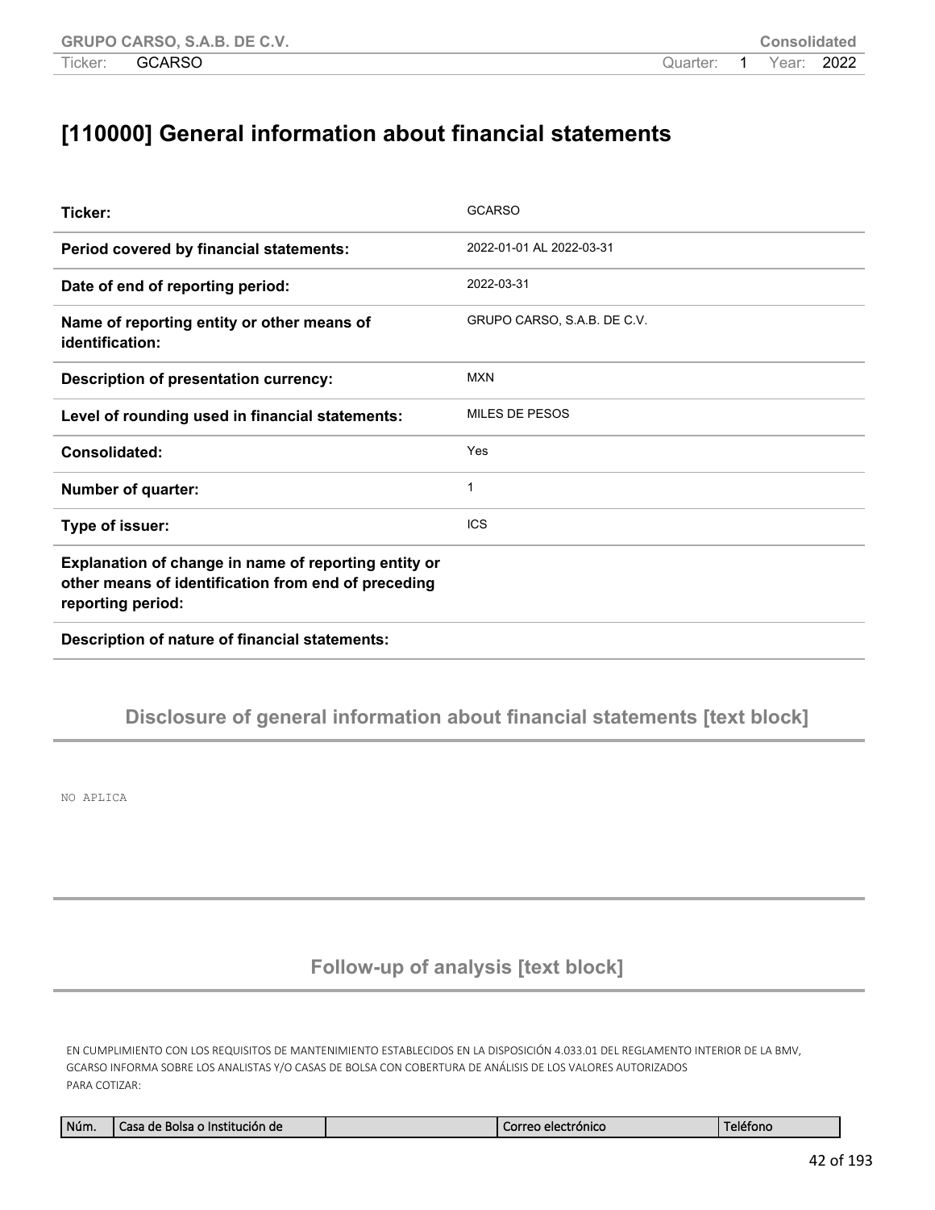# [110000] General information about financial statements

| | |
|---|---|
| **Ticker:** | GCARSO |
| **Period covered by financial statements:** | 2022-01-01 AL 2022-03-31 |
| **Date of end of reporting period:** | 2022-03-31 |
| **Name of reporting entity or other means of identification:** | GRUPO CARSO, S.A.B. DE C.V. |
| **Description of presentation currency:** | MXN |
| **Level of rounding used in financial statements:** | MILES DE PESOS |
| **Consolidated:** | Yes |
| **Number of quarter:** | 1 |
| **Type of issuer:** | ICS |
| **Explanation of change in name of reporting entity or other means of identification from end of preceding reporting period:** | |
| **Description of nature of financial statements:** | |

## Disclosure of general information about financial statements [text block]

NO APLICA

## Follow-up of analysis [text block]

EN CUMPLIMIENTO CON LOS REQUISITOS DE MANTENIMIENTO ESTABLECIDOS EN LA DISPOSICIÓN 4.033.01 DEL REGLAMENTO INTERIOR DE LA BMV, GCARSO INFORMA SOBRE LOS ANALISTAS Y/O CASAS DE BOLSA CON COBERTURA DE ANÁLISIS DE LOS VALORES AUTORIZADOS PARA COTIZAR:

| Núm. | Casa de Bolsa o Institución de | | Correo electrónico | Teléfono |
|---|---|---|---|---|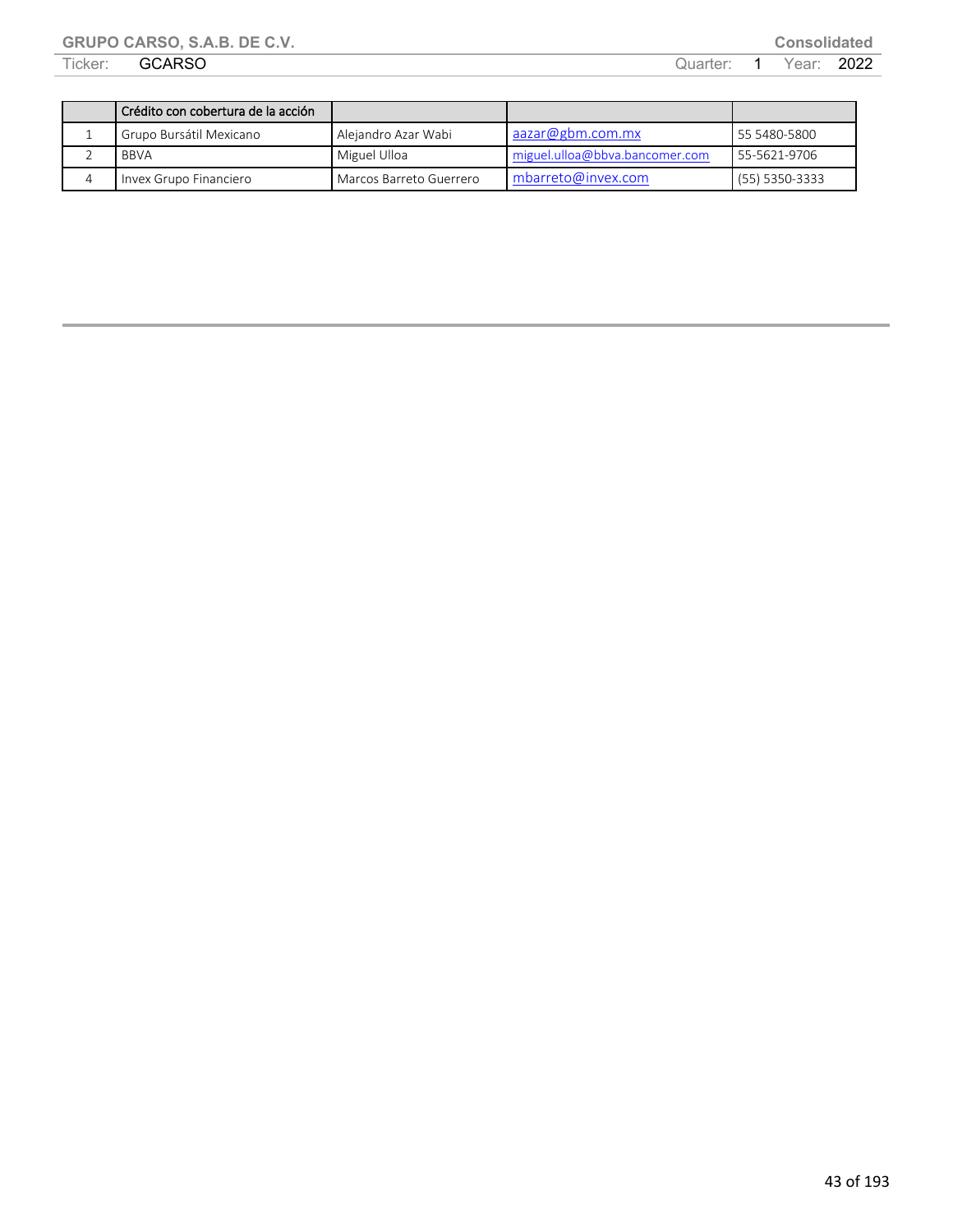| | Crédito con cobertura de la acción | | | |
|---|---|---|---|---|
| 1 | Grupo Bursátil Mexicano | Alejandro Azar Wabi | aazar@gbm.com.mx | 55 5480-5800 |
| 2 | BBVA | Miguel Ulloa | miguel.ulloa@bbva.bancomer.com | 55-5621-9706 |
| 4 | Invex Grupo Financiero | Marcos Barreto Guerrero | mbarreto@invex.com | (55) 5350-3333 |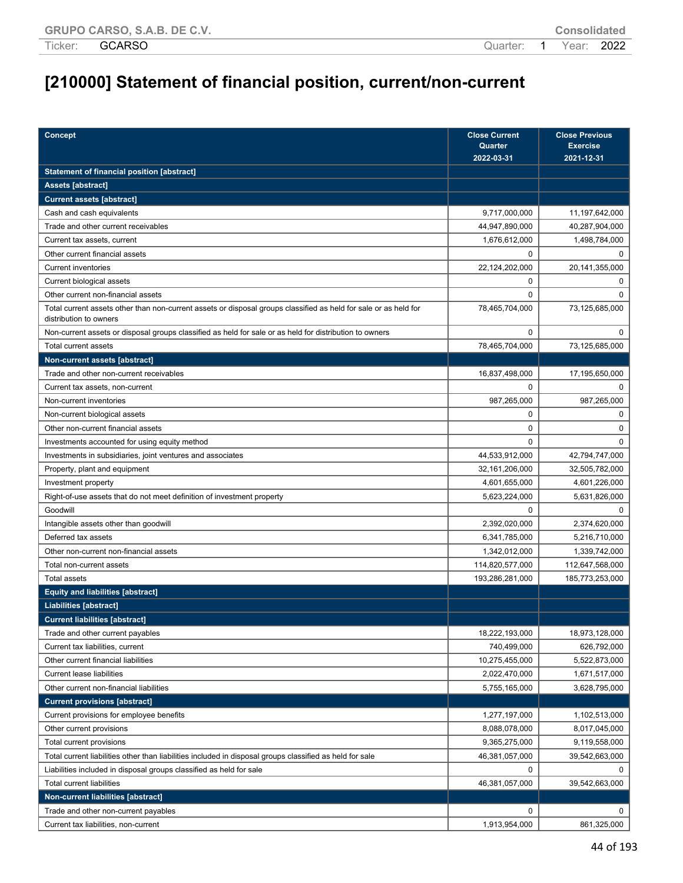# [210000] Statement of financial position, current/non-current

| Concept | Close Current Quarter 2022-03-31 | Close Previous Exercise 2021-12-31 |
|---|---|---|
| **Statement of financial position [abstract]** | | |
| **Assets [abstract]** | | |
| **Current assets [abstract]** | | |
| Cash and cash equivalents | 9,717,000,000 | 11,197,642,000 |
| Trade and other current receivables | 44,947,890,000 | 40,287,904,000 |
| Current tax assets, current | 1,676,612,000 | 1,498,784,000 |
| Other current financial assets | 0 | 0 |
| Current inventories | 22,124,202,000 | 20,141,355,000 |
| Current biological assets | 0 | 0 |
| Other current non-financial assets | 0 | 0 |
| Total current assets other than non-current assets or disposal groups classified as held for sale or as held for distribution to owners | 78,465,704,000 | 73,125,685,000 |
| Non-current assets or disposal groups classified as held for sale or as held for distribution to owners | 0 | 0 |
| Total current assets | 78,465,704,000 | 73,125,685,000 |
| **Non-current assets [abstract]** | | |
| Trade and other non-current receivables | 16,837,498,000 | 17,195,650,000 |
| Current tax assets, non-current | 0 | 0 |
| Non-current inventories | 987,265,000 | 987,265,000 |
| Non-current biological assets | 0 | 0 |
| Other non-current financial assets | 0 | 0 |
| Investments accounted for using equity method | 0 | 0 |
| Investments in subsidiaries, joint ventures and associates | 44,533,912,000 | 42,794,747,000 |
| Property, plant and equipment | 32,161,206,000 | 32,505,782,000 |
| Investment property | 4,601,655,000 | 4,601,226,000 |
| Right-of-use assets that do not meet definition of investment property | 5,623,224,000 | 5,631,826,000 |
| Goodwill | 0 | 0 |
| Intangible assets other than goodwill | 2,392,020,000 | 2,374,620,000 |
| Deferred tax assets | 6,341,785,000 | 5,216,710,000 |
| Other non-current non-financial assets | 1,342,012,000 | 1,339,742,000 |
| Total non-current assets | 114,820,577,000 | 112,647,568,000 |
| Total assets | 193,286,281,000 | 185,773,253,000 |
| **Equity and liabilities [abstract]** | | |
| **Liabilities [abstract]** | | |
| **Current liabilities [abstract]** | | |
| Trade and other current payables | 18,222,193,000 | 18,973,128,000 |
| Current tax liabilities, current | 740,499,000 | 626,792,000 |
| Other current financial liabilities | 10,275,455,000 | 5,522,873,000 |
| Current lease liabilities | 2,022,470,000 | 1,671,517,000 |
| Other current non-financial liabilities | 5,755,165,000 | 3,628,795,000 |
| **Current provisions [abstract]** | | |
| Current provisions for employee benefits | 1,277,197,000 | 1,102,513,000 |
| Other current provisions | 8,088,078,000 | 8,017,045,000 |
| Total current provisions | 9,365,275,000 | 9,119,558,000 |
| Total current liabilities other than liabilities included in disposal groups classified as held for sale | 46,381,057,000 | 39,542,663,000 |
| Liabilities included in disposal groups classified as held for sale | 0 | 0 |
| Total current liabilities | 46,381,057,000 | 39,542,663,000 |
| **Non-current liabilities [abstract]** | | |
| Trade and other non-current payables | 0 | 0 |
| Current tax liabilities, non-current | 1,913,954,000 | 861,325,000 |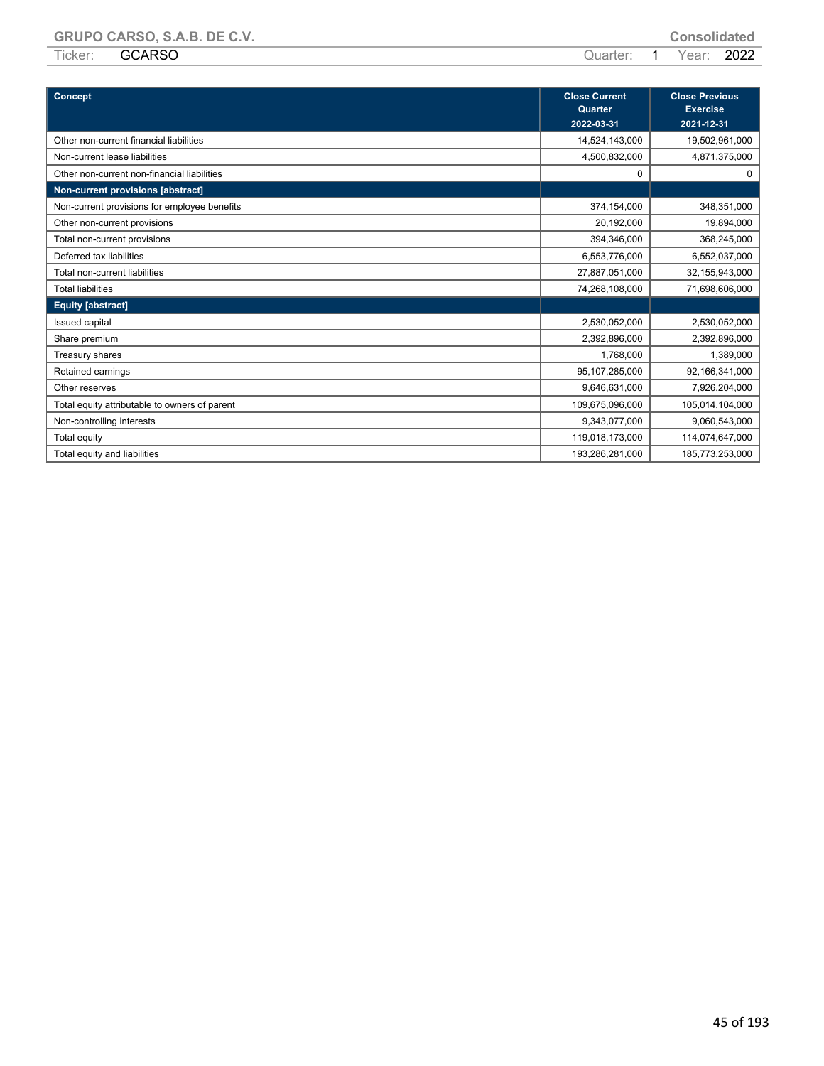| Concept | Close Current Quarter 2022-03-31 | Close Previous Exercise 2021-12-31 |
|---|---|---|
| Other non-current financial liabilities | 14,524,143,000 | 19,502,961,000 |
| Non-current lease liabilities | 4,500,832,000 | 4,871,375,000 |
| Other non-current non-financial liabilities | 0 | 0 |
| **Non-current provisions [abstract]** | | |
| Non-current provisions for employee benefits | 374,154,000 | 348,351,000 |
| Other non-current provisions | 20,192,000 | 19,894,000 |
| Total non-current provisions | 394,346,000 | 368,245,000 |
| Deferred tax liabilities | 6,553,776,000 | 6,552,037,000 |
| Total non-current liabilities | 27,887,051,000 | 32,155,943,000 |
| Total liabilities | 74,268,108,000 | 71,698,606,000 |
| **Equity [abstract]** | | |
| Issued capital | 2,530,052,000 | 2,530,052,000 |
| Share premium | 2,392,896,000 | 2,392,896,000 |
| Treasury shares | 1,768,000 | 1,389,000 |
| Retained earnings | 95,107,285,000 | 92,166,341,000 |
| Other reserves | 9,646,631,000 | 7,926,204,000 |
| Total equity attributable to owners of parent | 109,675,096,000 | 105,014,104,000 |
| Non-controlling interests | 9,343,077,000 | 9,060,543,000 |
| Total equity | 119,018,173,000 | 114,074,647,000 |
| Total equity and liabilities | 193,286,281,000 | 185,773,253,000 |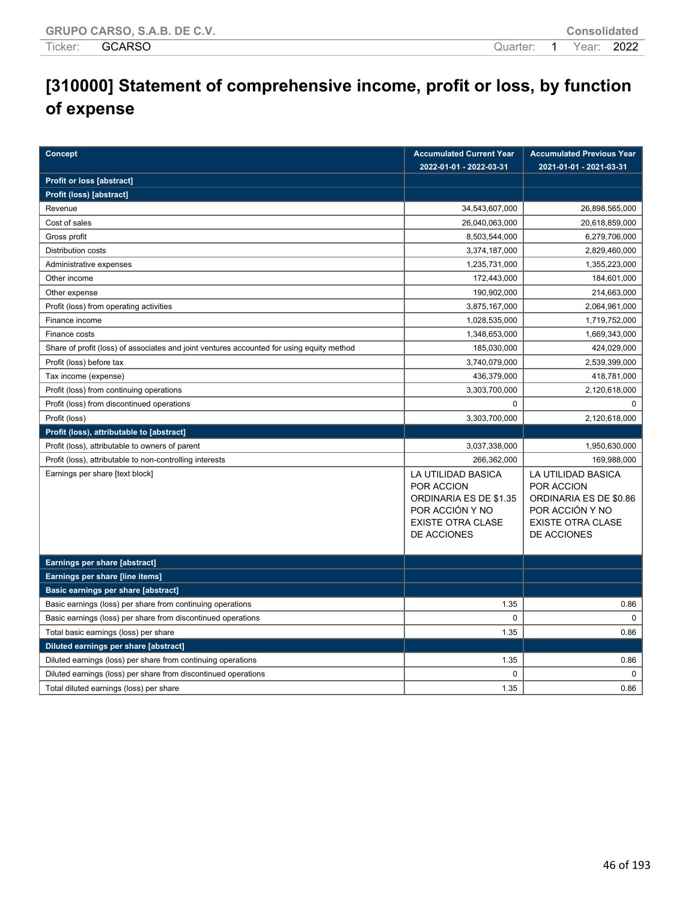# [310000] Statement of comprehensive income, profit or loss, by function of expense

| Concept | Accumulated Current Year 2022-01-01 - 2022-03-31 | Accumulated Previous Year 2021-01-01 - 2021-03-31 |
|---|---|---|
| **Profit or loss [abstract]** | | |
| **Profit (loss) [abstract]** | | |
| Revenue | 34,543,607,000 | 26,898,565,000 |
| Cost of sales | 26,040,063,000 | 20,618,859,000 |
| Gross profit | 8,503,544,000 | 6,279,706,000 |
| Distribution costs | 3,374,187,000 | 2,829,460,000 |
| Administrative expenses | 1,235,731,000 | 1,355,223,000 |
| Other income | 172,443,000 | 184,601,000 |
| Other expense | 190,902,000 | 214,663,000 |
| Profit (loss) from operating activities | 3,875,167,000 | 2,064,961,000 |
| Finance income | 1,028,535,000 | 1,719,752,000 |
| Finance costs | 1,348,653,000 | 1,669,343,000 |
| Share of profit (loss) of associates and joint ventures accounted for using equity method | 185,030,000 | 424,029,000 |
| Profit (loss) before tax | 3,740,079,000 | 2,539,399,000 |
| Tax income (expense) | 436,379,000 | 418,781,000 |
| Profit (loss) from continuing operations | 3,303,700,000 | 2,120,618,000 |
| Profit (loss) from discontinued operations | 0 | 0 |
| Profit (loss) | 3,303,700,000 | 2,120,618,000 |
| **Profit (loss), attributable to [abstract]** | | |
| Profit (loss), attributable to owners of parent | 3,037,338,000 | 1,950,630,000 |
| Profit (loss), attributable to non-controlling interests | 266,362,000 | 169,988,000 |
| Earnings per share [text block] | LA UTILIDAD BASICA POR ACCION ORDINARIA ES DE $1.35 POR ACCIÓN Y NO EXISTE OTRA CLASE DE ACCIONES | LA UTILIDAD BASICA POR ACCION ORDINARIA ES DE $0.86 POR ACCIÓN Y NO EXISTE OTRA CLASE DE ACCIONES |
| **Earnings per share [abstract]** | | |
| **Earnings per share [line items]** | | |
| **Basic earnings per share [abstract]** | | |
| Basic earnings (loss) per share from continuing operations | 1.35 | 0.86 |
| Basic earnings (loss) per share from discontinued operations | 0 | 0 |
| Total basic earnings (loss) per share | 1.35 | 0.86 |
| **Diluted earnings per share [abstract]** | | |
| Diluted earnings (loss) per share from continuing operations | 1.35 | 0.86 |
| Diluted earnings (loss) per share from discontinued operations | 0 | 0 |
| Total diluted earnings (loss) per share | 1.35 | 0.86 |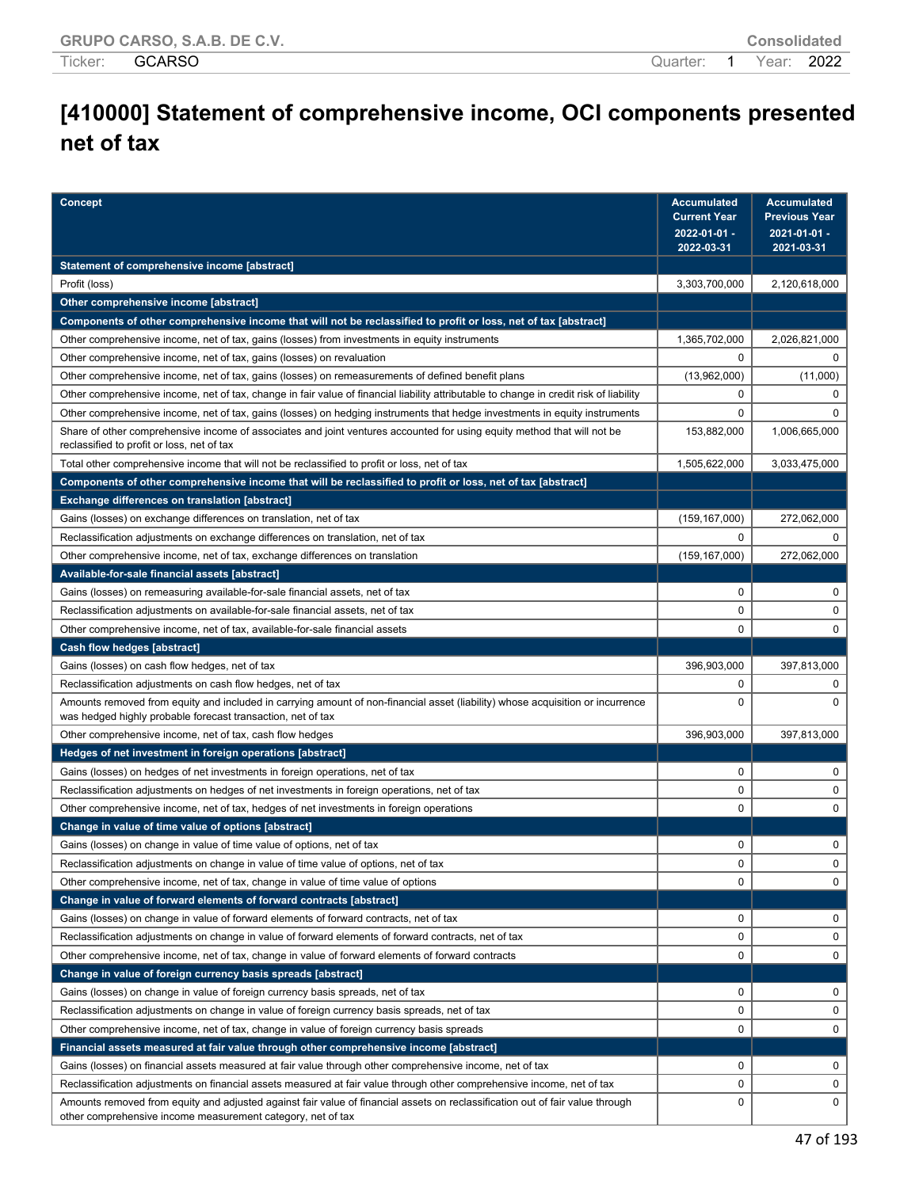GRUPO CARSO, S.A.B. DE C.V. Consolidated

Ticker: GCARSO Quarter: 1 Year: 2022

# [410000] Statement of comprehensive income, OCI components presented net of tax

| Concept | Accumulated Current Year 2022-01-01 - 2022-03-31 | Accumulated Previous Year 2021-01-01 - 2021-03-31 |
|---|---|---|
| **Statement of comprehensive income [abstract]** | | |
| Profit (loss) | 3,303,700,000 | 2,120,618,000 |
| **Other comprehensive income [abstract]** | | |
| **Components of other comprehensive income that will not be reclassified to profit or loss, net of tax [abstract]** | | |
| Other comprehensive income, net of tax, gains (losses) from investments in equity instruments | 1,365,702,000 | 2,026,821,000 |
| Other comprehensive income, net of tax, gains (losses) on revaluation | 0 | 0 |
| Other comprehensive income, net of tax, gains (losses) on remeasurements of defined benefit plans | (13,962,000) | (11,000) |
| Other comprehensive income, net of tax, change in fair value of financial liability attributable to change in credit risk of liability | 0 | 0 |
| Other comprehensive income, net of tax, gains (losses) on hedging instruments that hedge investments in equity instruments | 0 | 0 |
| Share of other comprehensive income of associates and joint ventures accounted for using equity method that will not be reclassified to profit or loss, net of tax | 153,882,000 | 1,006,665,000 |
| Total other comprehensive income that will not be reclassified to profit or loss, net of tax | 1,505,622,000 | 3,033,475,000 |
| **Components of other comprehensive income that will be reclassified to profit or loss, net of tax [abstract]** | | |
| **Exchange differences on translation [abstract]** | | |
| Gains (losses) on exchange differences on translation, net of tax | (159,167,000) | 272,062,000 |
| Reclassification adjustments on exchange differences on translation, net of tax | 0 | 0 |
| Other comprehensive income, net of tax, exchange differences on translation | (159,167,000) | 272,062,000 |
| **Available-for-sale financial assets [abstract]** | | |
| Gains (losses) on remeasuring available-for-sale financial assets, net of tax | 0 | 0 |
| Reclassification adjustments on available-for-sale financial assets, net of tax | 0 | 0 |
| Other comprehensive income, net of tax, available-for-sale financial assets | 0 | 0 |
| **Cash flow hedges [abstract]** | | |
| Gains (losses) on cash flow hedges, net of tax | 396,903,000 | 397,813,000 |
| Reclassification adjustments on cash flow hedges, net of tax | 0 | 0 |
| Amounts removed from equity and included in carrying amount of non-financial asset (liability) whose acquisition or incurrence was hedged highly probable forecast transaction, net of tax | 0 | 0 |
| Other comprehensive income, net of tax, cash flow hedges | 396,903,000 | 397,813,000 |
| **Hedges of net investment in foreign operations [abstract]** | | |
| Gains (losses) on hedges of net investments in foreign operations, net of tax | 0 | 0 |
| Reclassification adjustments on hedges of net investments in foreign operations, net of tax | 0 | 0 |
| Other comprehensive income, net of tax, hedges of net investments in foreign operations | 0 | 0 |
| **Change in value of time value of options [abstract]** | | |
| Gains (losses) on change in value of time value of options, net of tax | 0 | 0 |
| Reclassification adjustments on change in value of time value of options, net of tax | 0 | 0 |
| Other comprehensive income, net of tax, change in value of time value of options | 0 | 0 |
| **Change in value of forward elements of forward contracts [abstract]** | | |
| Gains (losses) on change in value of forward elements of forward contracts, net of tax | 0 | 0 |
| Reclassification adjustments on change in value of forward elements of forward contracts, net of tax | 0 | 0 |
| Other comprehensive income, net of tax, change in value of forward elements of forward contracts | 0 | 0 |
| **Change in value of foreign currency basis spreads [abstract]** | | |
| Gains (losses) on change in value of foreign currency basis spreads, net of tax | 0 | 0 |
| Reclassification adjustments on change in value of foreign currency basis spreads, net of tax | 0 | 0 |
| Other comprehensive income, net of tax, change in value of foreign currency basis spreads | 0 | 0 |
| **Financial assets measured at fair value through other comprehensive income [abstract]** | | |
| Gains (losses) on financial assets measured at fair value through other comprehensive income, net of tax | 0 | 0 |
| Reclassification adjustments on financial assets measured at fair value through other comprehensive income, net of tax | 0 | 0 |
| Amounts removed from equity and adjusted against fair value of financial assets on reclassification out of fair value through other comprehensive income measurement category, net of tax | 0 | 0 |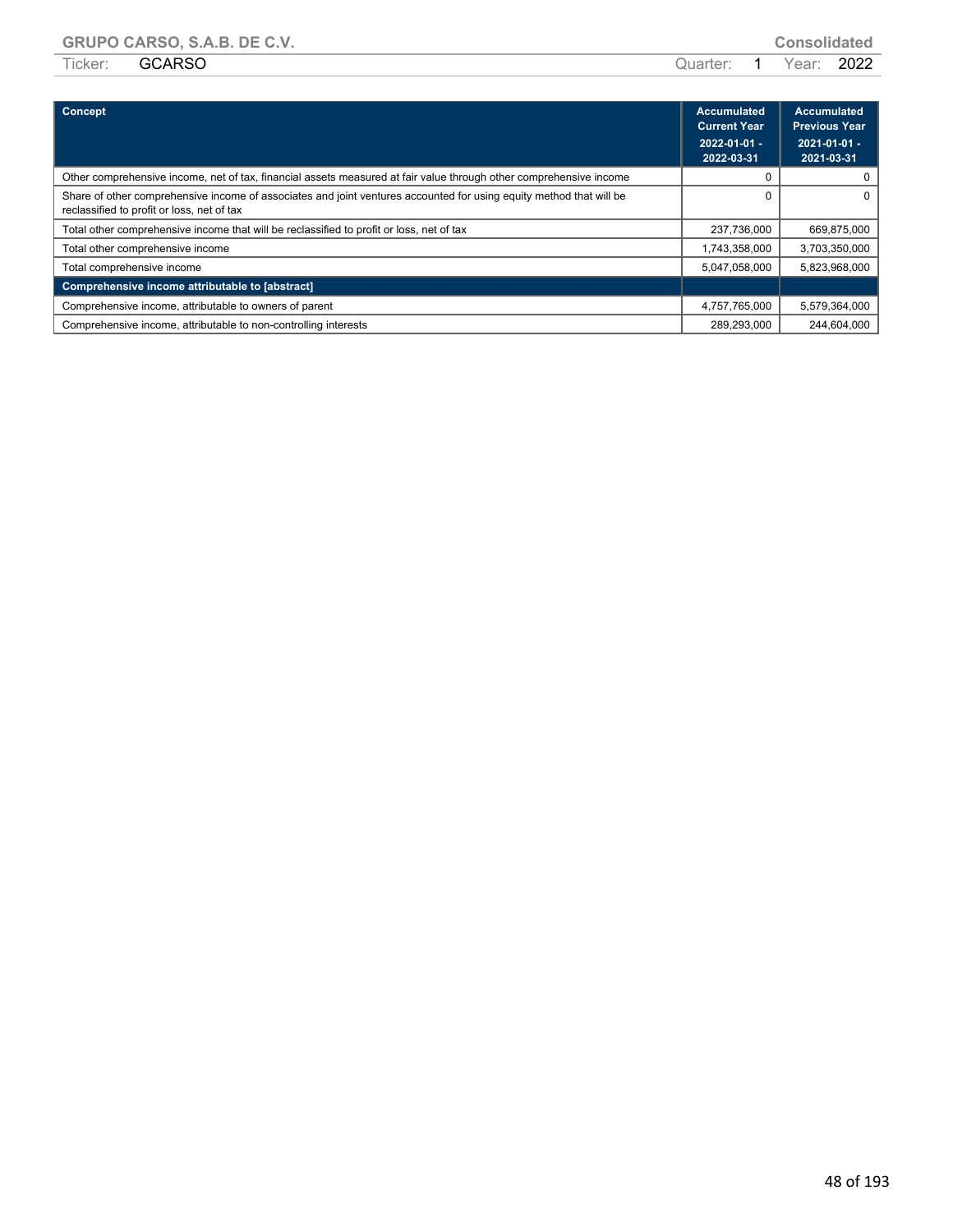| Concept | Accumulated Current Year 2022-01-01 - 2022-03-31 | Accumulated Previous Year 2021-01-01 - 2021-03-31 |
|---|---|---|
| Other comprehensive income, net of tax, financial assets measured at fair value through other comprehensive income | 0 | 0 |
| Share of other comprehensive income of associates and joint ventures accounted for using equity method that will be reclassified to profit or loss, net of tax | 0 | 0 |
| Total other comprehensive income that will be reclassified to profit or loss, net of tax | 237,736,000 | 669,875,000 |
| Total other comprehensive income | 1,743,358,000 | 3,703,350,000 |
| Total comprehensive income | 5,047,058,000 | 5,823,968,000 |
| **Comprehensive income attributable to [abstract]** | | |
| Comprehensive income, attributable to owners of parent | 4,757,765,000 | 5,579,364,000 |
| Comprehensive income, attributable to non-controlling interests | 289,293,000 | 244,604,000 |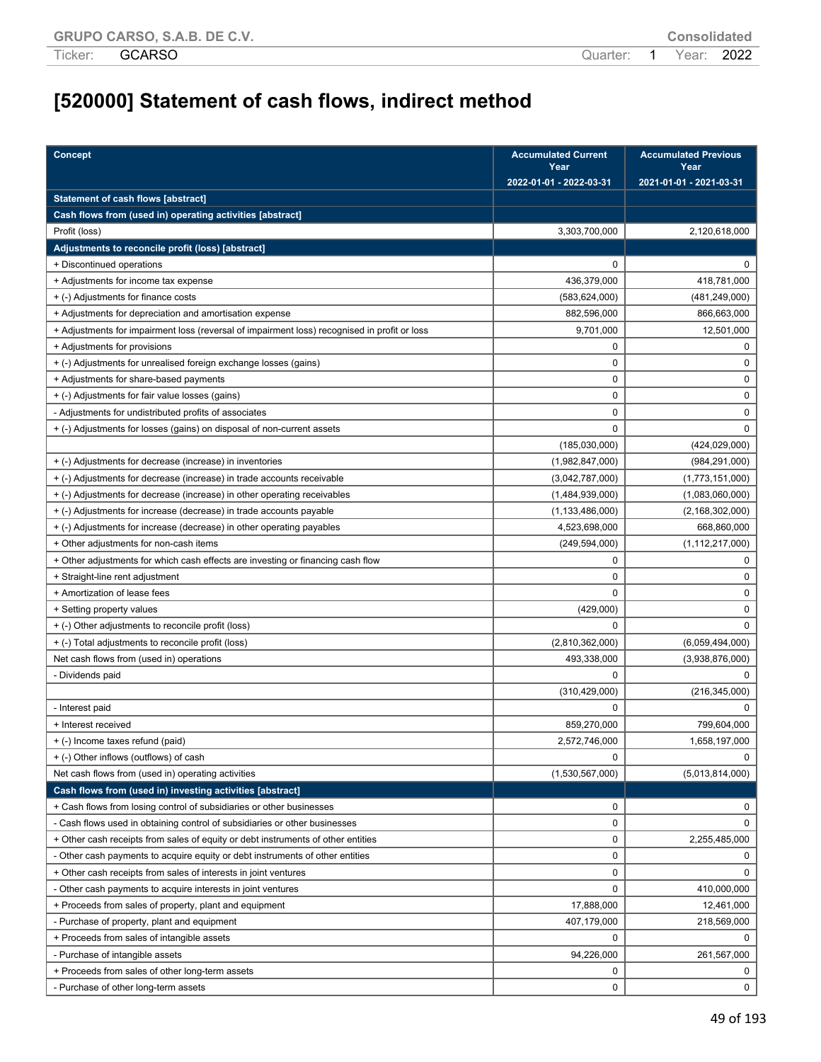# [520000] Statement of cash flows, indirect method

| Concept | Accumulated Current Year 2022-01-01 - 2022-03-31 | Accumulated Previous Year 2021-01-01 - 2021-03-31 |
|---|---|---|
| **Statement of cash flows [abstract]** | | |
| **Cash flows from (used in) operating activities [abstract]** | | |
| Profit (loss) | 3,303,700,000 | 2,120,618,000 |
| **Adjustments to reconcile profit (loss) [abstract]** | | |
| + Discontinued operations | 0 | 0 |
| + Adjustments for income tax expense | 436,379,000 | 418,781,000 |
| + (-) Adjustments for finance costs | (583,624,000) | (481,249,000) |
| + Adjustments for depreciation and amortisation expense | 882,596,000 | 866,663,000 |
| + Adjustments for impairment loss (reversal of impairment loss) recognised in profit or loss | 9,701,000 | 12,501,000 |
| + Adjustments for provisions | 0 | 0 |
| + (-) Adjustments for unrealised foreign exchange losses (gains) | 0 | 0 |
| + Adjustments for share-based payments | 0 | 0 |
| + (-) Adjustments for fair value losses (gains) | 0 | 0 |
| - Adjustments for undistributed profits of associates | 0 | 0 |
| + (-) Adjustments for losses (gains) on disposal of non-current assets | 0 | 0 |
| | (185,030,000) | (424,029,000) |
| + (-) Adjustments for decrease (increase) in inventories | (1,982,847,000) | (984,291,000) |
| + (-) Adjustments for decrease (increase) in trade accounts receivable | (3,042,787,000) | (1,773,151,000) |
| + (-) Adjustments for decrease (increase) in other operating receivables | (1,484,939,000) | (1,083,060,000) |
| + (-) Adjustments for increase (decrease) in trade accounts payable | (1,133,486,000) | (2,168,302,000) |
| + (-) Adjustments for increase (decrease) in other operating payables | 4,523,698,000 | 668,860,000 |
| + Other adjustments for non-cash items | (249,594,000) | (1,112,217,000) |
| + Other adjustments for which cash effects are investing or financing cash flow | 0 | 0 |
| + Straight-line rent adjustment | 0 | 0 |
| + Amortization of lease fees | 0 | 0 |
| + Setting property values | (429,000) | 0 |
| + (-) Other adjustments to reconcile profit (loss) | 0 | 0 |
| + (-) Total adjustments to reconcile profit (loss) | (2,810,362,000) | (6,059,494,000) |
| Net cash flows from (used in) operations | 493,338,000 | (3,938,876,000) |
| - Dividends paid | 0 | 0 |
| | (310,429,000) | (216,345,000) |
| - Interest paid | 0 | 0 |
| + Interest received | 859,270,000 | 799,604,000 |
| + (-) Income taxes refund (paid) | 2,572,746,000 | 1,658,197,000 |
| + (-) Other inflows (outflows) of cash | 0 | 0 |
| Net cash flows from (used in) operating activities | (1,530,567,000) | (5,013,814,000) |
| **Cash flows from (used in) investing activities [abstract]** | | |
| + Cash flows from losing control of subsidiaries or other businesses | 0 | 0 |
| - Cash flows used in obtaining control of subsidiaries or other businesses | 0 | 0 |
| + Other cash receipts from sales of equity or debt instruments of other entities | 0 | 2,255,485,000 |
| - Other cash payments to acquire equity or debt instruments of other entities | 0 | 0 |
| + Other cash receipts from sales of interests in joint ventures | 0 | 0 |
| - Other cash payments to acquire interests in joint ventures | 0 | 410,000,000 |
| + Proceeds from sales of property, plant and equipment | 17,888,000 | 12,461,000 |
| - Purchase of property, plant and equipment | 407,179,000 | 218,569,000 |
| + Proceeds from sales of intangible assets | 0 | 0 |
| - Purchase of intangible assets | 94,226,000 | 261,567,000 |
| + Proceeds from sales of other long-term assets | 0 | 0 |
| - Purchase of other long-term assets | 0 | 0 |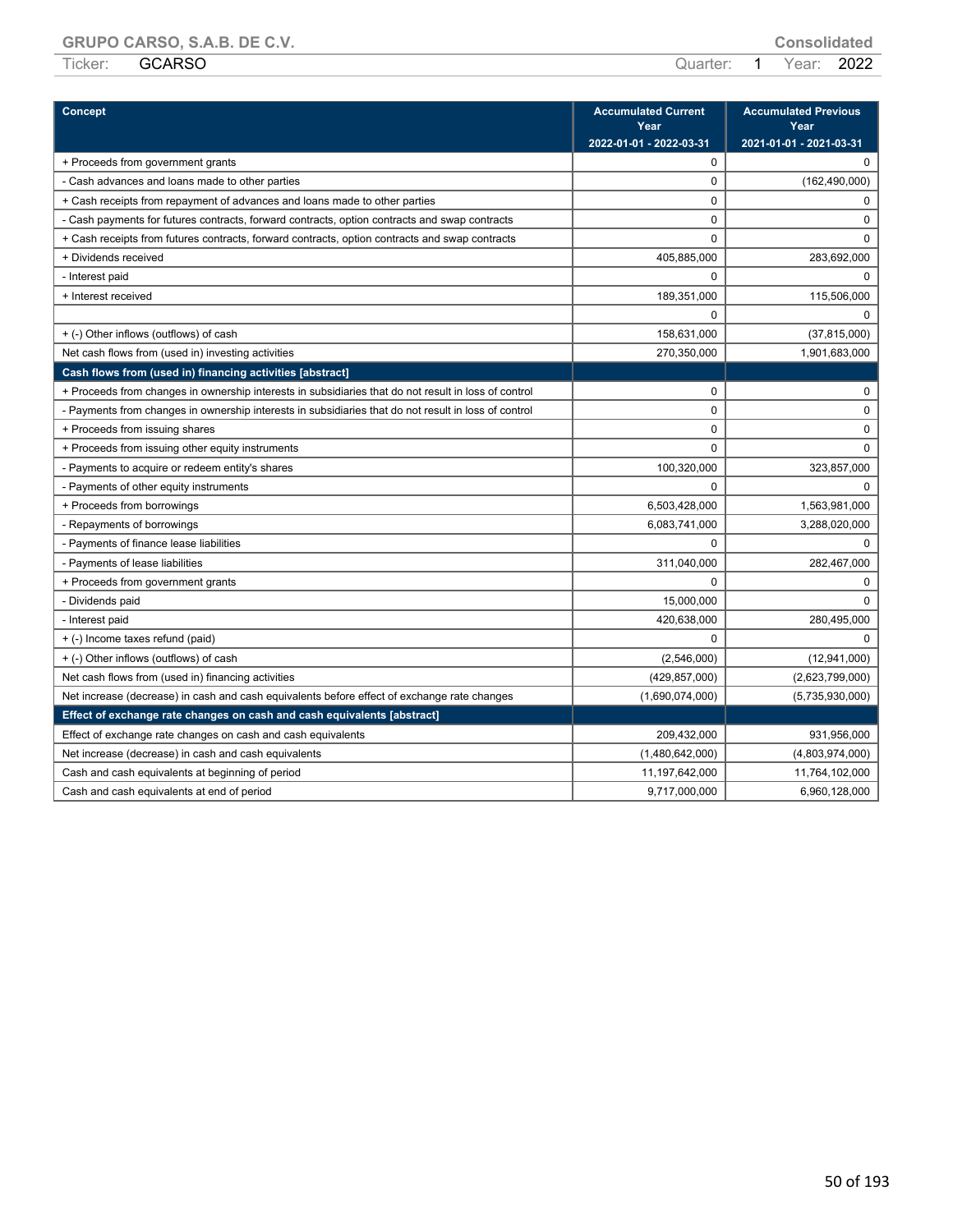| Concept | Accumulated Current Year 2022-01-01 - 2022-03-31 | Accumulated Previous Year 2021-01-01 - 2021-03-31 |
|---|---|---|
| + Proceeds from government grants | 0 | 0 |
| - Cash advances and loans made to other parties | 0 | (162,490,000) |
| + Cash receipts from repayment of advances and loans made to other parties | 0 | 0 |
| - Cash payments for futures contracts, forward contracts, option contracts and swap contracts | 0 | 0 |
| + Cash receipts from futures contracts, forward contracts, option contracts and swap contracts | 0 | 0 |
| + Dividends received | 405,885,000 | 283,692,000 |
| - Interest paid | 0 | 0 |
| + Interest received | 189,351,000 | 115,506,000 |
| | 0 | 0 |
| + (-) Other inflows (outflows) of cash | 158,631,000 | (37,815,000) |
| Net cash flows from (used in) investing activities | 270,350,000 | 1,901,683,000 |
| **Cash flows from (used in) financing activities [abstract]** | | |
| + Proceeds from changes in ownership interests in subsidiaries that do not result in loss of control | 0 | 0 |
| - Payments from changes in ownership interests in subsidiaries that do not result in loss of control | 0 | 0 |
| + Proceeds from issuing shares | 0 | 0 |
| + Proceeds from issuing other equity instruments | 0 | 0 |
| - Payments to acquire or redeem entity's shares | 100,320,000 | 323,857,000 |
| - Payments of other equity instruments | 0 | 0 |
| + Proceeds from borrowings | 6,503,428,000 | 1,563,981,000 |
| - Repayments of borrowings | 6,083,741,000 | 3,288,020,000 |
| - Payments of finance lease liabilities | 0 | 0 |
| - Payments of lease liabilities | 311,040,000 | 282,467,000 |
| + Proceeds from government grants | 0 | 0 |
| - Dividends paid | 15,000,000 | 0 |
| - Interest paid | 420,638,000 | 280,495,000 |
| + (-) Income taxes refund (paid) | 0 | 0 |
| + (-) Other inflows (outflows) of cash | (2,546,000) | (12,941,000) |
| Net cash flows from (used in) financing activities | (429,857,000) | (2,623,799,000) |
| Net increase (decrease) in cash and cash equivalents before effect of exchange rate changes | (1,690,074,000) | (5,735,930,000) |
| **Effect of exchange rate changes on cash and cash equivalents [abstract]** | | |
| Effect of exchange rate changes on cash and cash equivalents | 209,432,000 | 931,956,000 |
| Net increase (decrease) in cash and cash equivalents | (1,480,642,000) | (4,803,974,000) |
| Cash and cash equivalents at beginning of period | 11,197,642,000 | 11,764,102,000 |
| Cash and cash equivalents at end of period | 9,717,000,000 | 6,960,128,000 |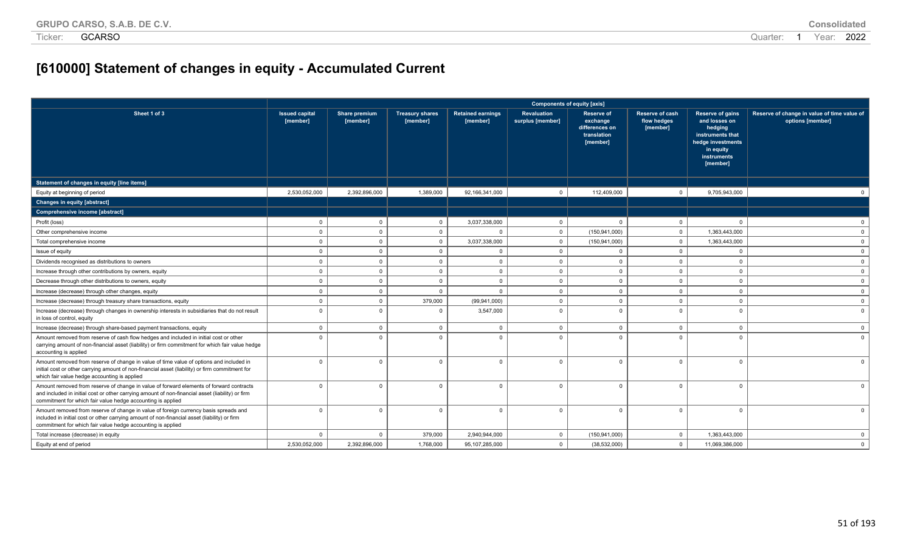# [610000] Statement of changes in equity - Accumulated Current

| | Components of equity [axis] | | | | | | | | |
|---|---|---|---|---|---|---|---|---|---|
| Sheet 1 of 3 | Issued capital [member] | Share premium [member] | Treasury shares [member] | Retained earnings [member] | Revaluation surplus [member] | Reserve of exchange differences on translation [member] | Reserve of cash flow hedges [member] | Reserve of gains and losses on hedging instruments that hedge investments in equity instruments [member] | Reserve of change in value of time value of options [member] |
| **Statement of changes in equity [line items]** | | | | | | | | | |
| Equity at beginning of period | 2,530,052,000 | 2,392,896,000 | 1,389,000 | 92,166,341,000 | 0 | 112,409,000 | 0 | 9,705,943,000 | 0 |
| **Changes in equity [abstract]** | | | | | | | | | |
| **Comprehensive income [abstract]** | | | | | | | | | |
| Profit (loss) | 0 | 0 | 0 | 3,037,338,000 | 0 | 0 | 0 | 0 | 0 |
| Other comprehensive income | 0 | 0 | 0 | 0 | 0 | (150,941,000) | 0 | 1,363,443,000 | 0 |
| Total comprehensive income | 0 | 0 | 0 | 3,037,338,000 | 0 | (150,941,000) | 0 | 1,363,443,000 | 0 |
| Issue of equity | 0 | 0 | 0 | 0 | 0 | 0 | 0 | 0 | 0 |
| Dividends recognised as distributions to owners | 0 | 0 | 0 | 0 | 0 | 0 | 0 | 0 | 0 |
| Increase through other contributions by owners, equity | 0 | 0 | 0 | 0 | 0 | 0 | 0 | 0 | 0 |
| Decrease through other distributions to owners, equity | 0 | 0 | 0 | 0 | 0 | 0 | 0 | 0 | 0 |
| Increase (decrease) through other changes, equity | 0 | 0 | 0 | 0 | 0 | 0 | 0 | 0 | 0 |
| Increase (decrease) through treasury share transactions, equity | 0 | 0 | 379,000 | (99,941,000) | 0 | 0 | 0 | 0 | 0 |
| Increase (decrease) through changes in ownership interests in subsidiaries that do not result in loss of control, equity | 0 | 0 | 0 | 3,547,000 | 0 | 0 | 0 | 0 | 0 |
| Increase (decrease) through share-based payment transactions, equity | 0 | 0 | 0 | 0 | 0 | 0 | 0 | 0 | 0 |
| Amount removed from reserve of cash flow hedges and included in initial cost or other carrying amount of non-financial asset (liability) or firm commitment for which fair value hedge accounting is applied | 0 | 0 | 0 | 0 | 0 | 0 | 0 | 0 | 0 |
| Amount removed from reserve of change in value of time value of options and included in initial cost or other carrying amount of non-financial asset (liability) or firm commitment for which fair value hedge accounting is applied | 0 | 0 | 0 | 0 | 0 | 0 | 0 | 0 | 0 |
| Amount removed from reserve of change in value of forward elements of forward contracts and included in initial cost or other carrying amount of non-financial asset (liability) or firm commitment for which fair value hedge accounting is applied | 0 | 0 | 0 | 0 | 0 | 0 | 0 | 0 | 0 |
| Amount removed from reserve of change in value of foreign currency basis spreads and included in initial cost or other carrying amount of non-financial asset (liability) or firm commitment for which fair value hedge accounting is applied | 0 | 0 | 0 | 0 | 0 | 0 | 0 | 0 | 0 |
| Total increase (decrease) in equity | 0 | 0 | 379,000 | 2,940,944,000 | 0 | (150,941,000) | 0 | 1,363,443,000 | 0 |
| Equity at end of period | 2,530,052,000 | 2,392,896,000 | 1,768,000 | 95,107,285,000 | 0 | (38,532,000) | 0 | 11,069,386,000 | 0 |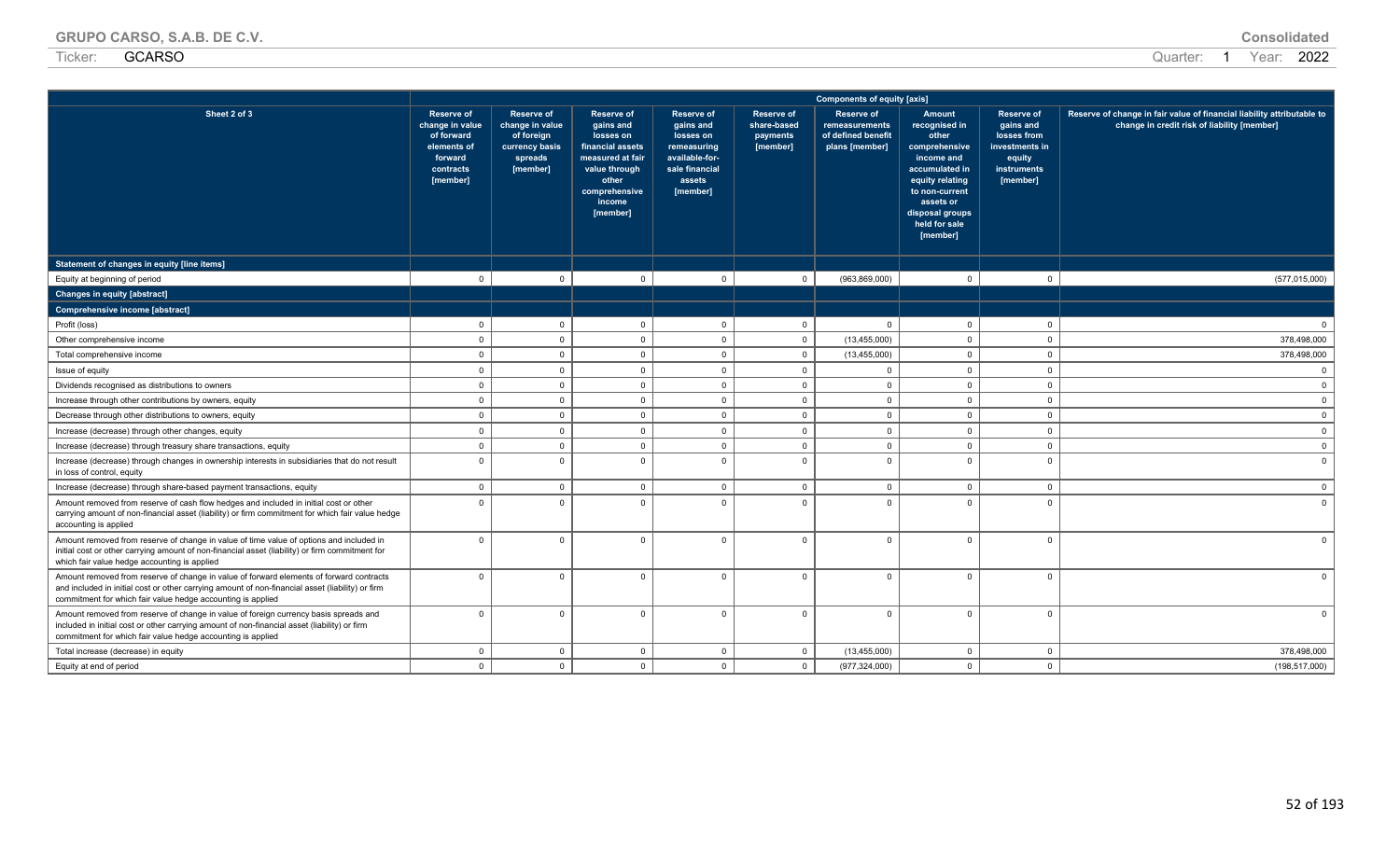| Sheet 2 of 3 | Components of equity [axis] | | | | | | | | |
|---|---|---|---|---|---|---|---|---|---|
| | Reserve of change in value of forward elements of forward contracts [member] | Reserve of change in value of foreign currency basis spreads [member] | Reserve of gains and losses on financial assets measured at fair value through other comprehensive income [member] | Reserve of gains and losses on remeasuring available-for-sale financial assets [member] | Reserve of share-based payments [member] | Reserve of remeasurements of defined benefit plans [member] | Amount recognised in other comprehensive income and accumulated in equity relating to non-current assets or disposal groups held for sale [member] | Reserve of gains and losses from investments in equity instruments [member] | Reserve of change in fair value of financial liability attributable to change in credit risk of liability [member] |
| **Statement of changes in equity [line items]** | | | | | | | | | |
| Equity at beginning of period | 0 | 0 | 0 | 0 | 0 | (963,869,000) | 0 | 0 | (577,015,000) |
| **Changes in equity [abstract]** | | | | | | | | | |
| **Comprehensive income [abstract]** | | | | | | | | | |
| Profit (loss) | 0 | 0 | 0 | 0 | 0 | 0 | 0 | 0 | 0 |
| Other comprehensive income | 0 | 0 | 0 | 0 | 0 | (13,455,000) | 0 | 0 | 378,498,000 |
| Total comprehensive income | 0 | 0 | 0 | 0 | 0 | (13,455,000) | 0 | 0 | 378,498,000 |
| Issue of equity | 0 | 0 | 0 | 0 | 0 | 0 | 0 | 0 | 0 |
| Dividends recognised as distributions to owners | 0 | 0 | 0 | 0 | 0 | 0 | 0 | 0 | 0 |
| Increase through other contributions by owners, equity | 0 | 0 | 0 | 0 | 0 | 0 | 0 | 0 | 0 |
| Decrease through other distributions to owners, equity | 0 | 0 | 0 | 0 | 0 | 0 | 0 | 0 | 0 |
| Increase (decrease) through other changes, equity | 0 | 0 | 0 | 0 | 0 | 0 | 0 | 0 | 0 |
| Increase (decrease) through treasury share transactions, equity | 0 | 0 | 0 | 0 | 0 | 0 | 0 | 0 | 0 |
| Increase (decrease) through changes in ownership interests in subsidiaries that do not result in loss of control, equity | 0 | 0 | 0 | 0 | 0 | 0 | 0 | 0 | 0 |
| Increase (decrease) through share-based payment transactions, equity | 0 | 0 | 0 | 0 | 0 | 0 | 0 | 0 | 0 |
| Amount removed from reserve of cash flow hedges and included in initial cost or other carrying amount of non-financial asset (liability) or firm commitment for which fair value hedge accounting is applied | 0 | 0 | 0 | 0 | 0 | 0 | 0 | 0 | 0 |
| Amount removed from reserve of change in value of time value of options and included in initial cost or other carrying amount of non-financial asset (liability) or firm commitment for which fair value hedge accounting is applied | 0 | 0 | 0 | 0 | 0 | 0 | 0 | 0 | 0 |
| Amount removed from reserve of change in value of forward elements of forward contracts and included in initial cost or other carrying amount of non-financial asset (liability) or firm commitment for which fair value hedge accounting is applied | 0 | 0 | 0 | 0 | 0 | 0 | 0 | 0 | 0 |
| Amount removed from reserve of change in value of foreign currency basis spreads and included in initial cost or other carrying amount of non-financial asset (liability) or firm commitment for which fair value hedge accounting is applied | 0 | 0 | 0 | 0 | 0 | 0 | 0 | 0 | 0 |
| Total increase (decrease) in equity | 0 | 0 | 0 | 0 | 0 | (13,455,000) | 0 | 0 | 378,498,000 |
| Equity at end of period | 0 | 0 | 0 | 0 | 0 | (977,324,000) | 0 | 0 | (198,517,000) |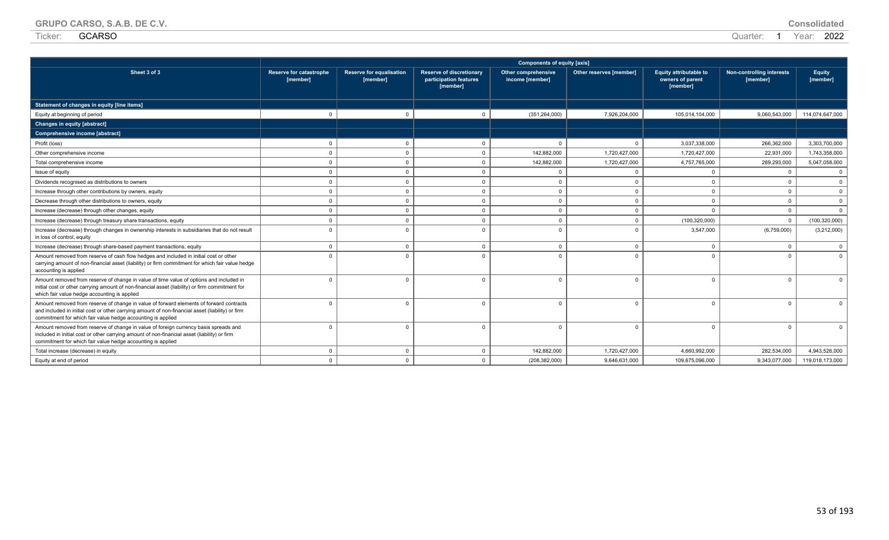**GRUPO CARSO, S.A.B. DE C.V.** | **Consolidated**

Ticker: **GCARSO** | Quarter: **1** Year: **2022**

| Sheet 3 of 3 | Components of equity [axis] | | | | | | | |
|---|---|---|---|---|---|---|---|---|
| | Reserve for catastrophe [member] | Reserve for equalisation [member] | Reserve of discretionary participation features [member] | Other comprehensive income [member] | Other reserves [member] | Equity attributable to owners of parent [member] | Non-controlling interests [member] | Equity [member] |
| **Statement of changes in equity [line items]** | | | | | | | | |
| Equity at beginning of period | 0 | 0 | 0 | (351,264,000) | 7,926,204,000 | 105,014,104,000 | 9,060,543,000 | 114,074,647,000 |
| **Changes in equity [abstract]** | | | | | | | | |
| **Comprehensive income [abstract]** | | | | | | | | |
| Profit (loss) | 0 | 0 | 0 | 0 | 0 | 3,037,338,000 | 266,362,000 | 3,303,700,000 |
| Other comprehensive income | 0 | 0 | 0 | 142,882,000 | 1,720,427,000 | 1,720,427,000 | 22,931,000 | 1,743,358,000 |
| Total comprehensive income | 0 | 0 | 0 | 142,882,000 | 1,720,427,000 | 4,757,765,000 | 289,293,000 | 5,047,058,000 |
| Issue of equity | 0 | 0 | 0 | 0 | 0 | 0 | 0 | 0 |
| Dividends recognised as distributions to owners | 0 | 0 | 0 | 0 | 0 | 0 | 0 | 0 |
| Increase through other contributions by owners, equity | 0 | 0 | 0 | 0 | 0 | 0 | 0 | 0 |
| Decrease through other distributions to owners, equity | 0 | 0 | 0 | 0 | 0 | 0 | 0 | 0 |
| Increase (decrease) through other changes, equity | 0 | 0 | 0 | 0 | 0 | 0 | 0 | 0 |
| Increase (decrease) through treasury share transactions, equity | 0 | 0 | 0 | 0 | 0 | (100,320,000) | 0 | (100,320,000) |
| Increase (decrease) through changes in ownership interests in subsidiaries that do not result in loss of control, equity | 0 | 0 | 0 | 0 | 0 | 3,547,000 | (6,759,000) | (3,212,000) |
| Increase (decrease) through share-based payment transactions, equity | 0 | 0 | 0 | 0 | 0 | 0 | 0 | 0 |
| Amount removed from reserve of cash flow hedges and included in initial cost or other carrying amount of non-financial asset (liability) or firm commitment for which fair value hedge accounting is applied | 0 | 0 | 0 | 0 | 0 | 0 | 0 | 0 |
| Amount removed from reserve of change in value of time value of options and included in initial cost or other carrying amount of non-financial asset (liability) or firm commitment for which fair value hedge accounting is applied | 0 | 0 | 0 | 0 | 0 | 0 | 0 | 0 |
| Amount removed from reserve of change in value of forward elements of forward contracts and included in initial cost or other carrying amount of non-financial asset (liability) or firm commitment for which fair value hedge accounting is applied | 0 | 0 | 0 | 0 | 0 | 0 | 0 | 0 |
| Amount removed from reserve of change in value of foreign currency basis spreads and included in initial cost or other carrying amount of non-financial asset (liability) or firm commitment for which fair value hedge accounting is applied | 0 | 0 | 0 | 0 | 0 | 0 | 0 | 0 |
| Total increase (decrease) in equity | 0 | 0 | 0 | 142,882,000 | 1,720,427,000 | 4,660,992,000 | 282,534,000 | 4,943,526,000 |
| Equity at end of period | 0 | 0 | 0 | (208,382,000) | 9,646,631,000 | 109,675,096,000 | 9,343,077,000 | 119,018,173,000 |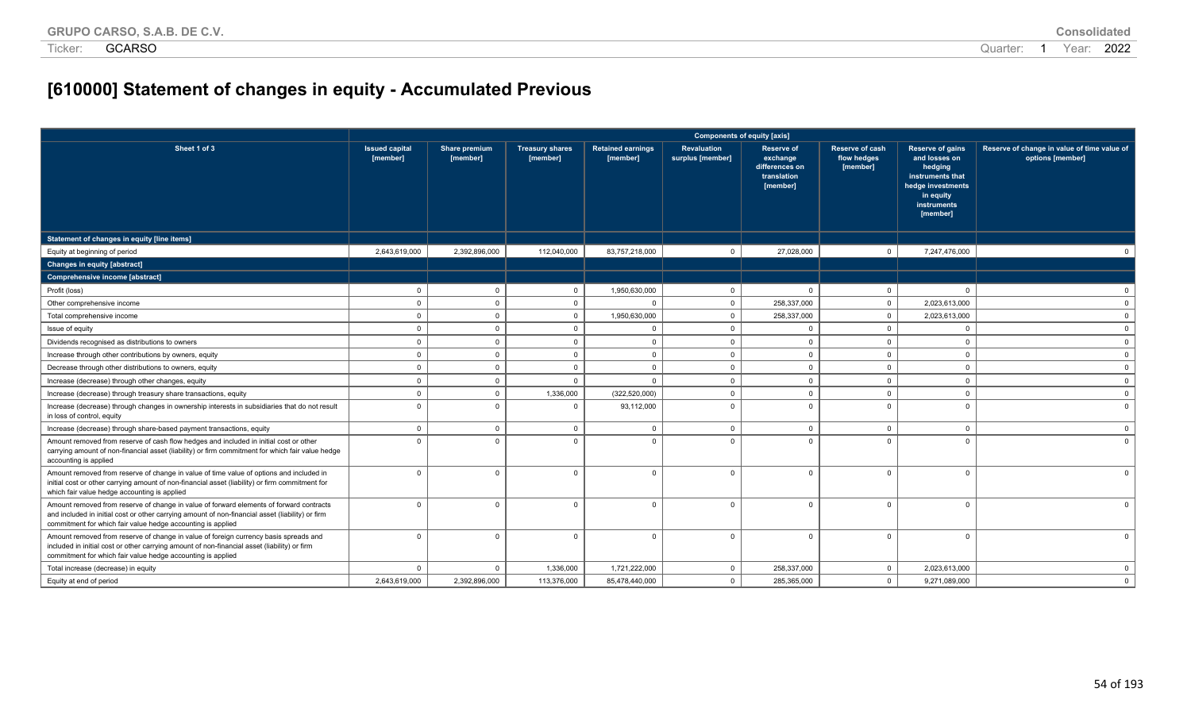# [610000] Statement of changes in equity - Accumulated Previous

| Sheet 1 of 3 | Components of equity [axis] | | | | | | | | |
|---|---|---|---|---|---|---|---|---|---|
| | Issued capital [member] | Share premium [member] | Treasury shares [member] | Retained earnings [member] | Revaluation surplus [member] | Reserve of exchange differences on translation [member] | Reserve of cash flow hedges [member] | Reserve of gains and losses on hedging instruments that hedge investments in equity instruments [member] | Reserve of change in value of time value of options [member] |
| **Statement of changes in equity [line items]** | | | | | | | | | |
| Equity at beginning of period | 2,643,619,000 | 2,392,896,000 | 112,040,000 | 83,757,218,000 | 0 | 27,028,000 | 0 | 7,247,476,000 | 0 |
| **Changes in equity [abstract]** | | | | | | | | | |
| **Comprehensive income [abstract]** | | | | | | | | | |
| Profit (loss) | 0 | 0 | 0 | 1,950,630,000 | 0 | 0 | 0 | 0 | 0 |
| Other comprehensive income | 0 | 0 | 0 | 0 | 0 | 258,337,000 | 0 | 2,023,613,000 | 0 |
| Total comprehensive income | 0 | 0 | 0 | 1,950,630,000 | 0 | 258,337,000 | 0 | 2,023,613,000 | 0 |
| Issue of equity | 0 | 0 | 0 | 0 | 0 | 0 | 0 | 0 | 0 |
| Dividends recognised as distributions to owners | 0 | 0 | 0 | 0 | 0 | 0 | 0 | 0 | 0 |
| Increase through other contributions by owners, equity | 0 | 0 | 0 | 0 | 0 | 0 | 0 | 0 | 0 |
| Decrease through other distributions to owners, equity | 0 | 0 | 0 | 0 | 0 | 0 | 0 | 0 | 0 |
| Increase (decrease) through other changes, equity | 0 | 0 | 0 | 0 | 0 | 0 | 0 | 0 | 0 |
| Increase (decrease) through treasury share transactions, equity | 0 | 0 | 1,336,000 | (322,520,000) | 0 | 0 | 0 | 0 | 0 |
| Increase (decrease) through changes in ownership interests in subsidiaries that do not result in loss of control, equity | 0 | 0 | 0 | 93,112,000 | 0 | 0 | 0 | 0 | 0 |
| Increase (decrease) through share-based payment transactions, equity | 0 | 0 | 0 | 0 | 0 | 0 | 0 | 0 | 0 |
| Amount removed from reserve of cash flow hedges and included in initial cost or other carrying amount of non-financial asset (liability) or firm commitment for which fair value hedge accounting is applied | 0 | 0 | 0 | 0 | 0 | 0 | 0 | 0 | 0 |
| Amount removed from reserve of change in value of time value of options and included in initial cost or other carrying amount of non-financial asset (liability) or firm commitment for which fair value hedge accounting is applied | 0 | 0 | 0 | 0 | 0 | 0 | 0 | 0 | 0 |
| Amount removed from reserve of change in value of forward elements of forward contracts and included in initial cost or other carrying amount of non-financial asset (liability) or firm commitment for which fair value hedge accounting is applied | 0 | 0 | 0 | 0 | 0 | 0 | 0 | 0 | 0 |
| Amount removed from reserve of change in value of foreign currency basis spreads and included in initial cost or other carrying amount of non-financial asset (liability) or firm commitment for which fair value hedge accounting is applied | 0 | 0 | 0 | 0 | 0 | 0 | 0 | 0 | 0 |
| Total increase (decrease) in equity | 0 | 0 | 1,336,000 | 1,721,222,000 | 0 | 258,337,000 | 0 | 2,023,613,000 | 0 |
| Equity at end of period | 2,643,619,000 | 2,392,896,000 | 113,376,000 | 85,478,440,000 | 0 | 285,365,000 | 0 | 9,271,089,000 | 0 |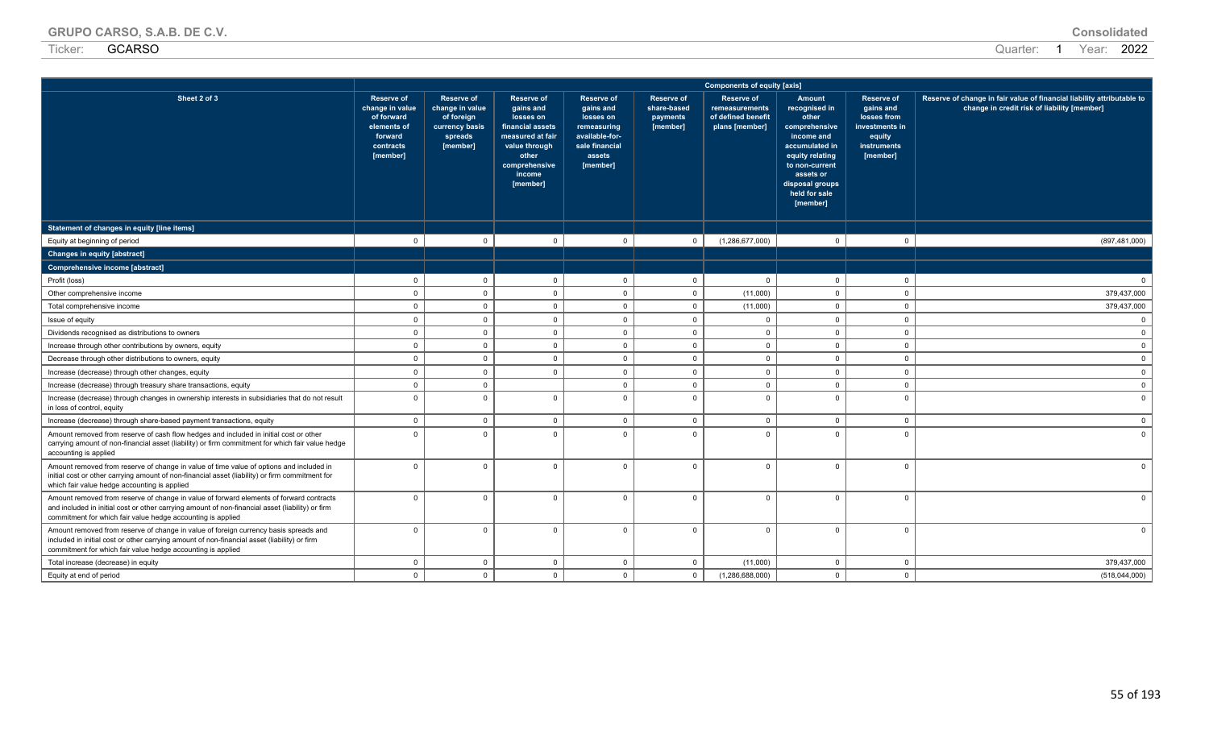| Sheet 2 of 3 | Components of equity [axis] | | | | | | | | |
|---|---|---|---|---|---|---|---|---|---|
| | Reserve of change in value of forward elements of forward contracts [member] | Reserve of change in value of foreign currency basis spreads [member] | Reserve of gains and losses on financial assets measured at fair value through other comprehensive income [member] | Reserve of gains and losses on remeasuring available-for-sale financial assets [member] | Reserve of share-based payments [member] | Reserve of remeasurements of defined benefit plans [member] | Amount recognised in other comprehensive income and accumulated in equity relating to non-current assets or disposal groups held for sale [member] | Reserve of gains and losses from investments in equity instruments [member] | Reserve of change in fair value of financial liability attributable to change in credit risk of liability [member] |
| **Statement of changes in equity [line items]** | | | | | | | | | |
| Equity at beginning of period | 0 | 0 | 0 | 0 | 0 | (1,286,677,000) | 0 | 0 | (897,481,000) |
| **Changes in equity [abstract]** | | | | | | | | | |
| **Comprehensive income [abstract]** | | | | | | | | | |
| Profit (loss) | 0 | 0 | 0 | 0 | 0 | 0 | 0 | 0 | 0 |
| Other comprehensive income | 0 | 0 | 0 | 0 | 0 | (11,000) | 0 | 0 | 379,437,000 |
| Total comprehensive income | 0 | 0 | 0 | 0 | 0 | (11,000) | 0 | 0 | 379,437,000 |
| Issue of equity | 0 | 0 | 0 | 0 | 0 | 0 | 0 | 0 | 0 |
| Dividends recognised as distributions to owners | 0 | 0 | 0 | 0 | 0 | 0 | 0 | 0 | 0 |
| Increase through other contributions by owners, equity | 0 | 0 | 0 | 0 | 0 | 0 | 0 | 0 | 0 |
| Decrease through other distributions to owners, equity | 0 | 0 | 0 | 0 | 0 | 0 | 0 | 0 | 0 |
| Increase (decrease) through other changes, equity | 0 | 0 | 0 | 0 | 0 | 0 | 0 | 0 | 0 |
| Increase (decrease) through treasury share transactions, equity | 0 | 0 | | 0 | 0 | 0 | 0 | 0 | 0 |
| Increase (decrease) through changes in ownership interests in subsidiaries that do not result in loss of control, equity | 0 | 0 | 0 | 0 | 0 | 0 | 0 | 0 | 0 |
| Increase (decrease) through share-based payment transactions, equity | 0 | 0 | 0 | 0 | 0 | 0 | 0 | 0 | 0 |
| Amount removed from reserve of cash flow hedges and included in initial cost or other carrying amount of non-financial asset (liability) or firm commitment for which fair value hedge accounting is applied | 0 | 0 | 0 | 0 | 0 | 0 | 0 | 0 | 0 |
| Amount removed from reserve of change in value of time value of options and included in initial cost or other carrying amount of non-financial asset (liability) or firm commitment for which fair value hedge accounting is applied | 0 | 0 | 0 | 0 | 0 | 0 | 0 | 0 | 0 |
| Amount removed from reserve of change in value of forward elements of forward contracts and included in initial cost or other carrying amount of non-financial asset (liability) or firm commitment for which fair value hedge accounting is applied | 0 | 0 | 0 | 0 | 0 | 0 | 0 | 0 | 0 |
| Amount removed from reserve of change in value of foreign currency basis spreads and included in initial cost or other carrying amount of non-financial asset (liability) or firm commitment for which fair value hedge accounting is applied | 0 | 0 | 0 | 0 | 0 | 0 | 0 | 0 | 0 |
| Total increase (decrease) in equity | 0 | 0 | 0 | 0 | 0 | (11,000) | 0 | 0 | 379,437,000 |
| Equity at end of period | 0 | 0 | 0 | 0 | 0 | (1,286,688,000) | 0 | 0 | (518,044,000) |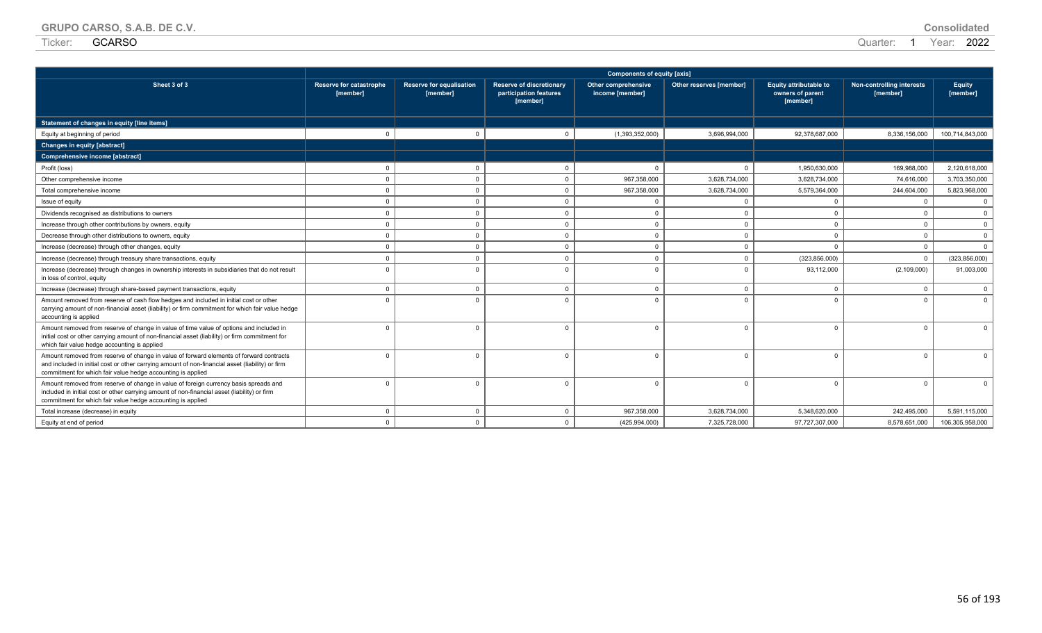| Sheet 3 of 3 | Components of equity [axis] | | | | | | | |
|---|---|---|---|---|---|---|---|---|
| | Reserve for catastrophe [member] | Reserve for equalisation [member] | Reserve of discretionary participation features [member] | Other comprehensive income [member] | Other reserves [member] | Equity attributable to owners of parent [member] | Non-controlling interests [member] | Equity [member] |
| **Statement of changes in equity [line items]** | | | | | | | | |
| Equity at beginning of period | 0 | 0 | 0 | (1,393,352,000) | 3,696,994,000 | 92,378,687,000 | 8,336,156,000 | 100,714,843,000 |
| **Changes in equity [abstract]** | | | | | | | | |
| **Comprehensive income [abstract]** | | | | | | | | |
| Profit (loss) | 0 | 0 | 0 | 0 | 0 | 1,950,630,000 | 169,988,000 | 2,120,618,000 |
| Other comprehensive income | 0 | 0 | 0 | 967,358,000 | 3,628,734,000 | 3,628,734,000 | 74,616,000 | 3,703,350,000 |
| Total comprehensive income | 0 | 0 | 0 | 967,358,000 | 3,628,734,000 | 5,579,364,000 | 244,604,000 | 5,823,968,000 |
| Issue of equity | 0 | 0 | 0 | 0 | 0 | 0 | 0 | 0 |
| Dividends recognised as distributions to owners | 0 | 0 | 0 | 0 | 0 | 0 | 0 | 0 |
| Increase through other contributions by owners, equity | 0 | 0 | 0 | 0 | 0 | 0 | 0 | 0 |
| Decrease through other distributions to owners, equity | 0 | 0 | 0 | 0 | 0 | 0 | 0 | 0 |
| Increase (decrease) through other changes, equity | 0 | 0 | 0 | 0 | 0 | 0 | 0 | 0 |
| Increase (decrease) through treasury share transactions, equity | 0 | 0 | 0 | 0 | 0 | (323,856,000) | 0 | (323,856,000) |
| Increase (decrease) through changes in ownership interests in subsidiaries that do not result in loss of control, equity | 0 | 0 | 0 | 0 | 0 | 93,112,000 | (2,109,000) | 91,003,000 |
| Increase (decrease) through share-based payment transactions, equity | 0 | 0 | 0 | 0 | 0 | 0 | 0 | 0 |
| Amount removed from reserve of cash flow hedges and included in initial cost or other carrying amount of non-financial asset (liability) or firm commitment for which fair value hedge accounting is applied | 0 | 0 | 0 | 0 | 0 | 0 | 0 | 0 |
| Amount removed from reserve of change in value of time value of options and included in initial cost or other carrying amount of non-financial asset (liability) or firm commitment for which fair value hedge accounting is applied | 0 | 0 | 0 | 0 | 0 | 0 | 0 | 0 |
| Amount removed from reserve of change in value of forward elements of forward contracts and included in initial cost or other carrying amount of non-financial asset (liability) or firm commitment for which fair value hedge accounting is applied | 0 | 0 | 0 | 0 | 0 | 0 | 0 | 0 |
| Amount removed from reserve of change in value of foreign currency basis spreads and included in initial cost or other carrying amount of non-financial asset (liability) or firm commitment for which fair value hedge accounting is applied | 0 | 0 | 0 | 0 | 0 | 0 | 0 | 0 |
| Total increase (decrease) in equity | 0 | 0 | 0 | 967,358,000 | 3,628,734,000 | 5,348,620,000 | 242,495,000 | 5,591,115,000 |
| Equity at end of period | 0 | 0 | 0 | (425,994,000) | 7,325,728,000 | 97,727,307,000 | 8,578,651,000 | 106,305,958,000 |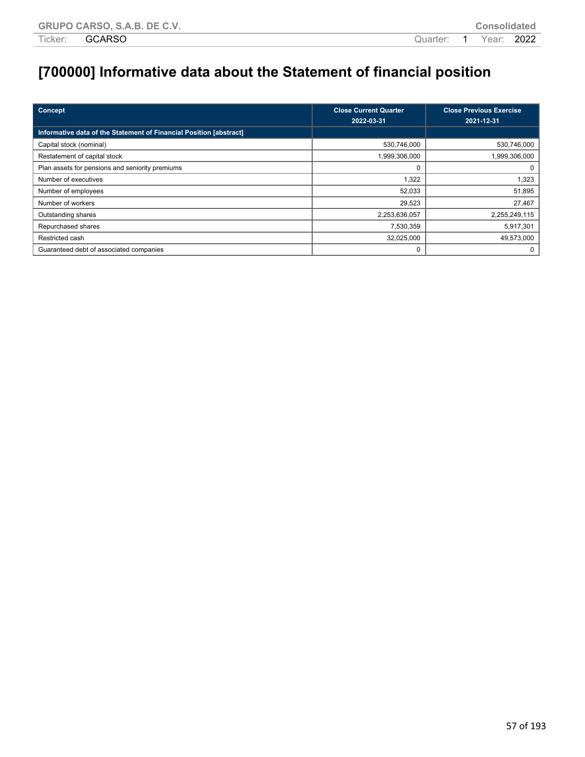# [700000] Informative data about the Statement of financial position

| Concept | Close Current Quarter 2022-03-31 | Close Previous Exercise 2021-12-31 |
|---|---|---|
| **Informative data of the Statement of Financial Position [abstract]** | | |
| Capital stock (nominal) | 530,746,000 | 530,746,000 |
| Restatement of capital stock | 1,999,306,000 | 1,999,306,000 |
| Plan assets for pensions and seniority premiums | 0 | 0 |
| Number of executives | 1,322 | 1,323 |
| Number of employees | 52,033 | 51,895 |
| Number of workers | 29,523 | 27,467 |
| Outstanding shares | 2,253,636,057 | 2,255,249,115 |
| Repurchased shares | 7,530,359 | 5,917,301 |
| Restricted cash | 32,025,000 | 49,573,000 |
| Guaranteed debt of associated companies | 0 | 0 |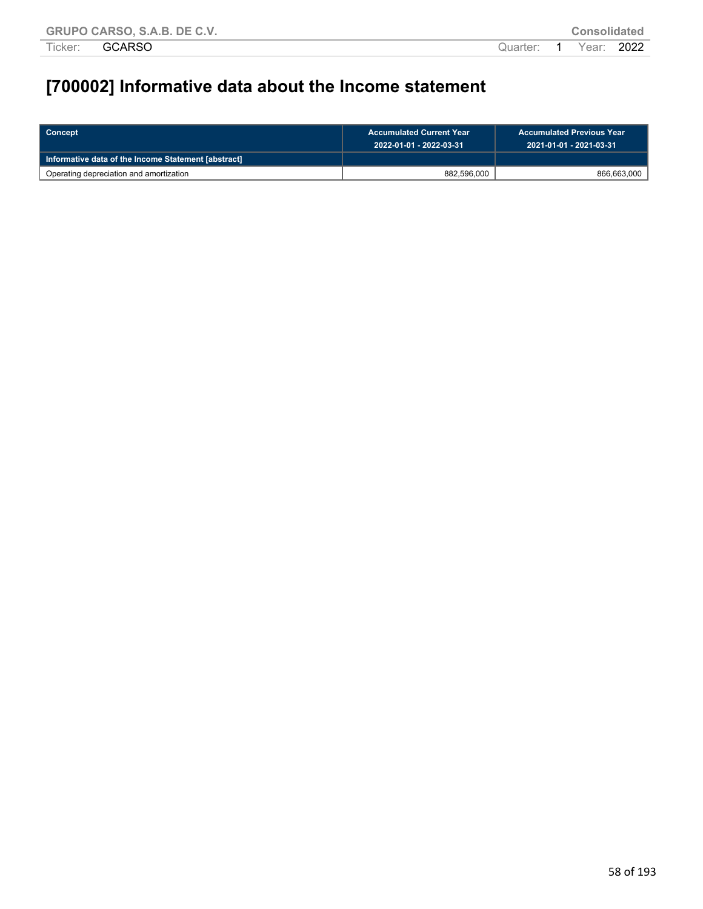# [700002] Informative data about the Income statement

| Concept | Accumulated Current Year 2022-01-01 - 2022-03-31 | Accumulated Previous Year 2021-01-01 - 2021-03-31 |
|---|---|---|
| **Informative data of the Income Statement [abstract]** | | |
| Operating depreciation and amortization | 882,596,000 | 866,663,000 |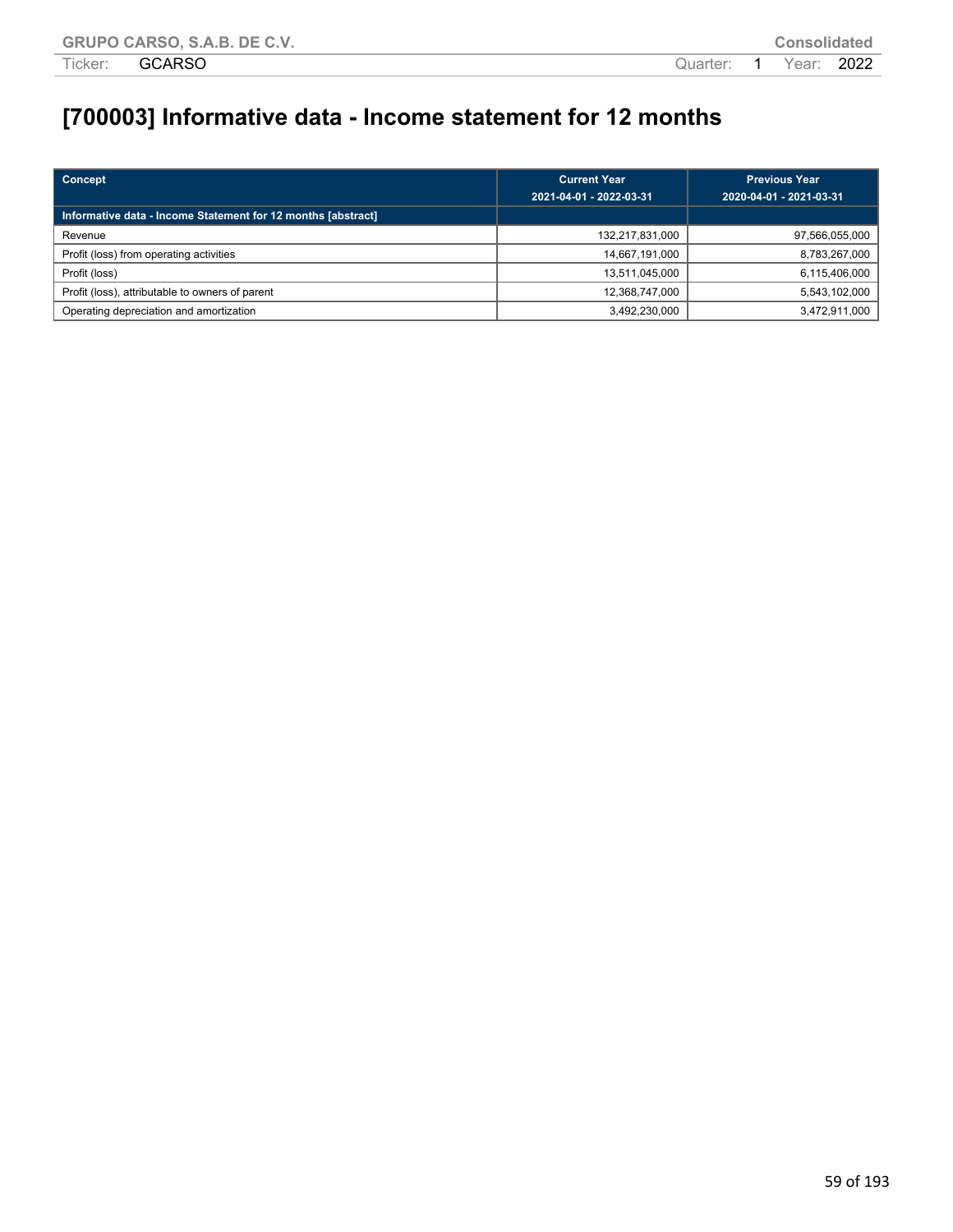# [700003] Informative data - Income statement for 12 months

| Concept | Current Year<br>2021-04-01 - 2022-03-31 | Previous Year<br>2020-04-01 - 2021-03-31 |
|---|---|---|
| **Informative data - Income Statement for 12 months [abstract]** | | |
| Revenue | 132,217,831,000 | 97,566,055,000 |
| Profit (loss) from operating activities | 14,667,191,000 | 8,783,267,000 |
| Profit (loss) | 13,511,045,000 | 6,115,406,000 |
| Profit (loss), attributable to owners of parent | 12,368,747,000 | 5,543,102,000 |
| Operating depreciation and amortization | 3,492,230,000 | 3,472,911,000 |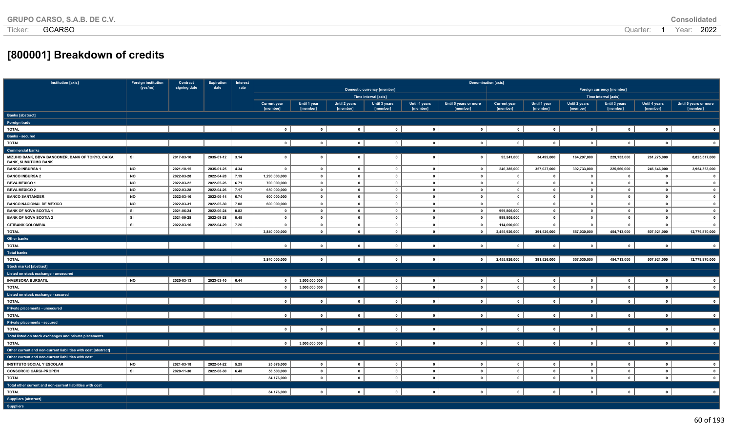# [800001] Breakdown of credits

| Institution [axis] | Foreign institution (yes/no) | Contract signing date | Expiration date | Interest rate | Denomination [axis] | | | | | | | | | | | |
|---|---|---|---|---|---|---|---|---|---|---|---|---|---|---|---|---|
| | | | | | Domestic currency [member] | | | | | | Foreign currency [member] | | | | | |
| | | | | | Time interval [axis] | | | | | | Time interval [axis] | | | | | |
| | | | | | Current year [member] | Until 1 year [member] | Until 2 years [member] | Until 3 years [member] | Until 4 years [member] | Until 5 years or more [member] | Current year [member] | Until 1 year [member] | Until 2 years [member] | Until 3 years [member] | Until 4 years [member] | Until 5 years or more [member] |
| **Banks [abstract]** | | | | | | | | | | | | | | | | |
| **Foreign trade** | | | | | | | | | | | | | | | | |
| TOTAL | | | | | 0 | 0 | 0 | 0 | 0 | 0 | 0 | 0 | 0 | 0 | 0 | 0 |
| **Banks - secured** | | | | | | | | | | | | | | | | |
| TOTAL | | | | | 0 | 0 | 0 | 0 | 0 | 0 | 0 | 0 | 0 | 0 | 0 | 0 |
| **Commercial banks** | | | | | | | | | | | | | | | | |
| MIZUHO BANK, BBVA BANCOMER, BANK OF TOKYO, CAIXA BANK, SUMITOMO BANK | SI | 2017-03-10 | 2035-01-12 | 3.14 | 0 | 0 | 0 | 0 | 0 | 0 | 95,241,000 | 34,499,000 | 164,297,000 | 229,153,000 | 261,275,000 | 8,825,517,000 |
| BANCO INBURSA 1 | NO | 2021-10-15 | 2035-01-25 | 4.34 | 0 | 0 | 0 | 0 | 0 | 0 | 246,385,000 | 357,027,000 | 392,733,000 | 225,560,000 | 246,646,000 | 3,954,353,000 |
| BANCO INBURSA 2 | NO | 2022-03-28 | 2022-04-28 | 7.19 | 1,290,000,000 | 0 | 0 | 0 | 0 | 0 | 0 | 0 | 0 | 0 | 0 | 0 |
| BBVA MEXICO 1 | NO | 2022-03-22 | 2022-05-26 | 6.71 | 700,000,000 | 0 | 0 | 0 | 0 | 0 | 0 | 0 | 0 | 0 | 0 | 0 |
| BBVA MEXICO 2 | NO | 2022-03-28 | 2022-04-26 | 7.17 | 650,000,000 | 0 | 0 | 0 | 0 | 0 | 0 | 0 | 0 | 0 | 0 | 0 |
| BANCO SANTANDER | NO | 2022-03-16 | 2022-06-14 | 6.74 | 600,000,000 | 0 | 0 | 0 | 0 | 0 | 0 | 0 | 0 | 0 | 0 | 0 |
| BANCO NACIONAL DE MEXICO | NO | 2022-03-31 | 2022-05-30 | 7.08 | 600,000,000 | 0 | 0 | 0 | 0 | 0 | 0 | 0 | 0 | 0 | 0 | 0 |
| BANK OF NOVA SCOTIA 1 | SI | 2021-06-24 | 2022-06-24 | 0.82 | 0 | 0 | 0 | 0 | 0 | 0 | 999,805,000 | 0 | 0 | 0 | 0 | 0 |
| BANK OF NOVA SCOTIA 2 | SI | 2021-09-28 | 2022-09-28 | 0.48 | 0 | 0 | 0 | 0 | 0 | 0 | 999,805,000 | 0 | 0 | 0 | 0 | 0 |
| CITIBANK COLOMBIA | SI | 2022-03-16 | 2022-04-29 | 7.26 | 0 | 0 | 0 | 0 | 0 | 0 | 114,690,000 | 0 | 0 | 0 | 0 | 0 |
| TOTAL | | | | | 3,840,000,000 | 0 | 0 | 0 | 0 | 0 | 2,455,926,000 | 391,526,000 | 557,030,000 | 454,713,000 | 507,921,000 | 12,779,870,000 |
| **Other banks** | | | | | | | | | | | | | | | | |
| TOTAL | | | | | 0 | 0 | 0 | 0 | 0 | 0 | 0 | 0 | 0 | 0 | 0 | 0 |
| **Total banks** | | | | | | | | | | | | | | | | |
| TOTAL | | | | | 3,840,000,000 | 0 | 0 | 0 | 0 | 0 | 2,455,926,000 | 391,526,000 | 557,030,000 | 454,713,000 | 507,921,000 | 12,779,870,000 |
| **Stock market [abstract]** | | | | | | | | | | | | | | | | |
| **Listed on stock exchange - unsecured** | | | | | | | | | | | | | | | | |
| INVERSORA BURSATIL | NO | 2020-03-13 | 2023-03-10 | 6.44 | 0 | 3,500,000,000 | 0 | 0 | 0 | 0 | 0 | 0 | 0 | 0 | 0 | 0 |
| TOTAL | | | | | 0 | 3,500,000,000 | 0 | 0 | 0 | 0 | 0 | 0 | 0 | 0 | 0 | 0 |
| **Listed on stock exchange - secured** | | | | | | | | | | | | | | | | |
| TOTAL | | | | | 0 | 0 | 0 | 0 | 0 | 0 | 0 | 0 | 0 | 0 | 0 | 0 |
| **Private placements - unsecured** | | | | | | | | | | | | | | | | |
| TOTAL | | | | | 0 | 0 | 0 | 0 | 0 | 0 | 0 | 0 | 0 | 0 | 0 | 0 |
| **Private placements - secured** | | | | | | | | | | | | | | | | |
| TOTAL | | | | | 0 | 0 | 0 | 0 | 0 | 0 | 0 | 0 | 0 | 0 | 0 | 0 |
| **Total listed on stock exchanges and private placements** | | | | | | | | | | | | | | | | |
| TOTAL | | | | | 0 | 3,500,000,000 | 0 | 0 | 0 | 0 | 0 | 0 | 0 | 0 | 0 | 0 |
| **Other current and non-current liabilities with cost [abstract]** | | | | | | | | | | | | | | | | |
| **Other current and non-current liabilities with cost** | | | | | | | | | | | | | | | | |
| INSTITUTO SOCIAL Y ESCOLAR | NO | 2021-03-18 | 2022-04-22 | 5.25 | 25,676,000 | 0 | 0 | 0 | 0 | 0 | 0 | 0 | 0 | 0 | 0 | 0 |
| CONSORCIO CARGI-PROPEN | SI | 2020-11-30 | 2022-08-30 | 6.48 | 58,500,000 | 0 | 0 | 0 | 0 | 0 | 0 | 0 | 0 | 0 | 0 | 0 |
| TOTAL | | | | | 84,176,000 | 0 | 0 | 0 | 0 | 0 | 0 | 0 | 0 | 0 | 0 | 0 |
| **Total other current and non-current liabilities with cost** | | | | | | | | | | | | | | | | |
| TOTAL | | | | | 84,176,000 | 0 | 0 | 0 | 0 | 0 | 0 | 0 | 0 | 0 | 0 | 0 |
| **Suppliers [abstract]** | | | | | | | | | | | | | | | | |
| **Suppliers** | | | | | | | | | | | | | | | | |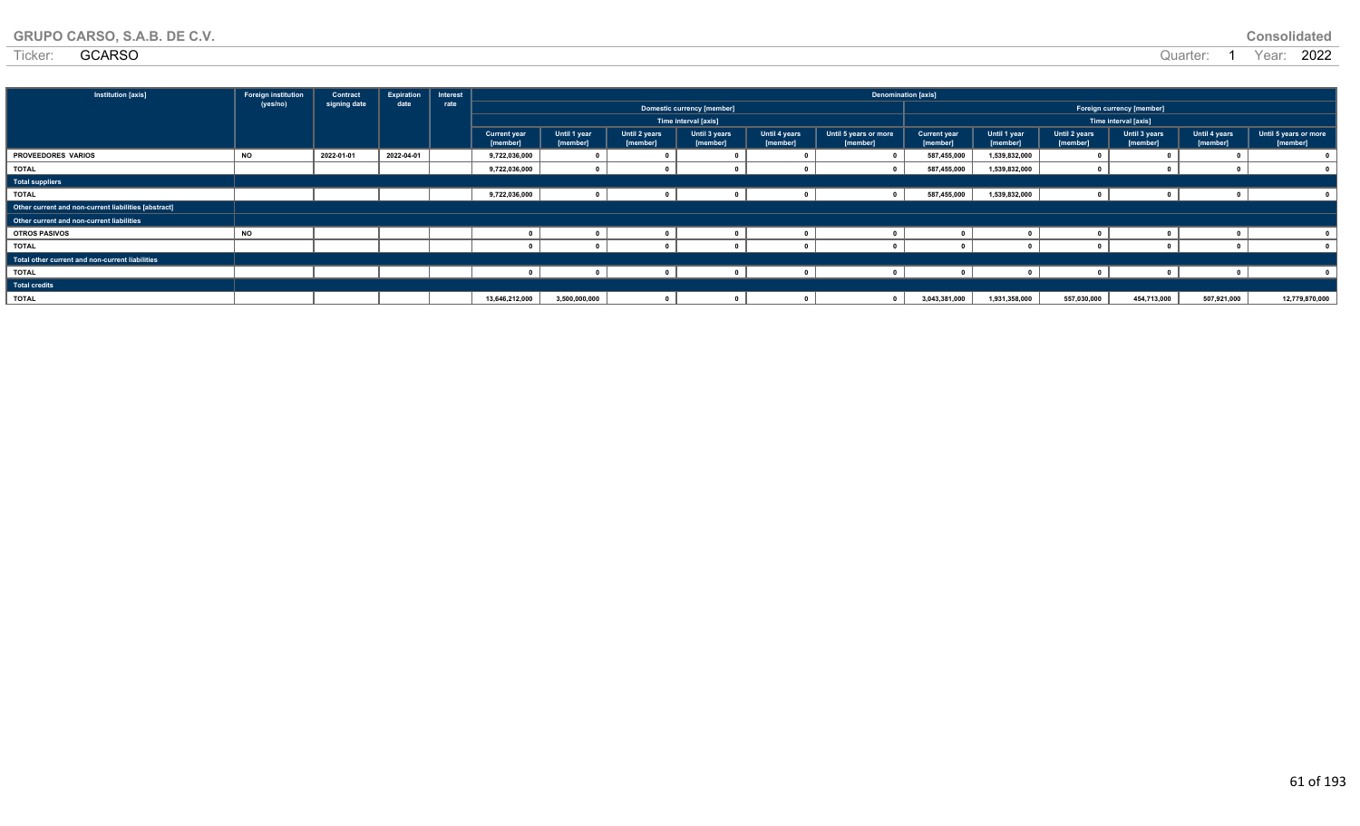GRUPO CARSO, S.A.B. DE C.V.

Ticker: GCARSO

Consolidated

Quarter: 1 Year: 2022

| Institution [axis] | Foreign institution (yes/no) | Contract signing date | Expiration date | Interest rate | Denomination [axis] | | | | | | | | | | | |
|---|---|---|---|---|---|---|---|---|---|---|---|---|---|---|---|---|
| | | | | | Domestic currency [member] | | | | | | Foreign currency [member] | | | | | |
| | | | | | Time interval [axis] | | | | | | Time interval [axis] | | | | | |
| | | | | | Current year [member] | Until 1 year [member] | Until 2 years [member] | Until 3 years [member] | Until 4 years [member] | Until 5 years or more [member] | Current year [member] | Until 1 year [member] | Until 2 years [member] | Until 3 years [member] | Until 4 years [member] | Until 5 years or more [member] |
| PROVEEDORES VARIOS | NO | 2022-01-01 | 2022-04-01 | | 9,722,036,000 | 0 | 0 | 0 | 0 | 0 | 587,455,000 | 1,539,832,000 | 0 | 0 | 0 | 0 |
| TOTAL | | | | | 9,722,036,000 | 0 | 0 | 0 | 0 | 0 | 587,455,000 | 1,539,832,000 | 0 | 0 | 0 | 0 |
| Total suppliers | | | | | | | | | | | | | | | | |
| TOTAL | | | | | 9,722,036,000 | 0 | 0 | 0 | 0 | 0 | 587,455,000 | 1,539,832,000 | 0 | 0 | 0 | 0 |
| Other current and non-current liabilities [abstract] | | | | | | | | | | | | | | | | |
| Other current and non-current liabilities | | | | | | | | | | | | | | | | |
| OTROS PASIVOS | NO | | | | 0 | 0 | 0 | 0 | 0 | 0 | 0 | 0 | 0 | 0 | 0 | 0 |
| TOTAL | | | | | 0 | 0 | 0 | 0 | 0 | 0 | 0 | 0 | 0 | 0 | 0 | 0 |
| Total other current and non-current liabilities | | | | | | | | | | | | | | | | |
| TOTAL | | | | | 0 | 0 | 0 | 0 | 0 | 0 | 0 | 0 | 0 | 0 | 0 | 0 |
| Total credits | | | | | | | | | | | | | | | | |
| TOTAL | | | | | 13,646,212,000 | 3,500,000,000 | 0 | 0 | 0 | 0 | 3,043,381,000 | 1,931,358,000 | 557,030,000 | 454,713,000 | 507,921,000 | 12,779,870,000 |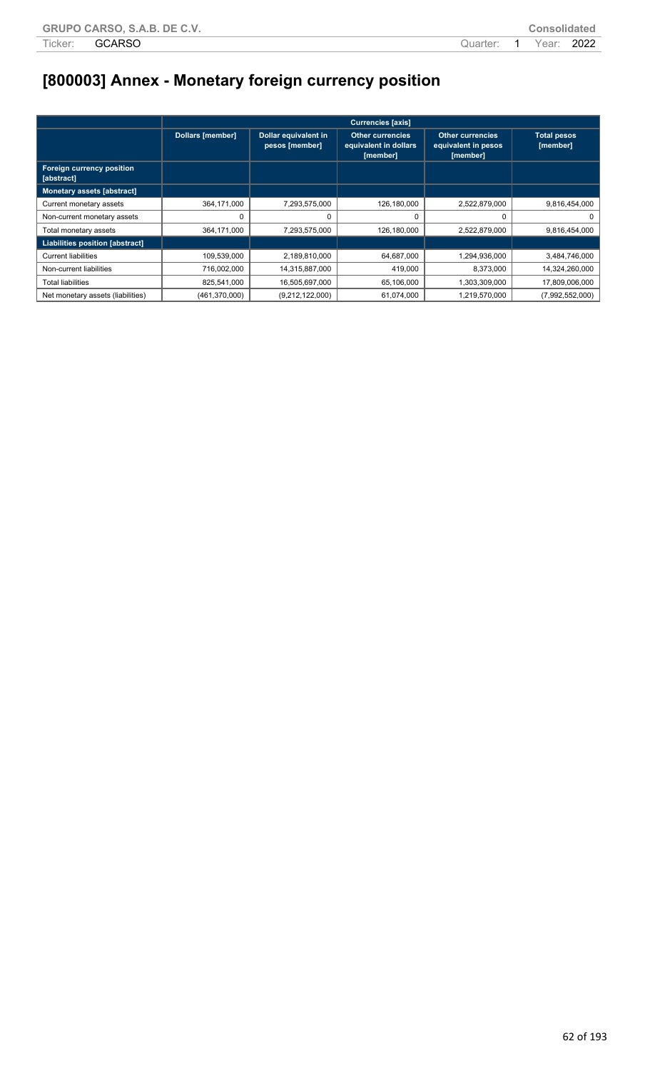# [800003] Annex - Monetary foreign currency position

| | Currencies [axis] | | | | |
|---|---|---|---|---|---|
| | Dollars [member] | Dollar equivalent in pesos [member] | Other currencies equivalent in dollars [member] | Other currencies equivalent in pesos [member] | Total pesos [member] |
| **Foreign currency position [abstract]** | | | | | |
| **Monetary assets [abstract]** | | | | | |
| Current monetary assets | 364,171,000 | 7,293,575,000 | 126,180,000 | 2,522,879,000 | 9,816,454,000 |
| Non-current monetary assets | 0 | 0 | 0 | 0 | 0 |
| Total monetary assets | 364,171,000 | 7,293,575,000 | 126,180,000 | 2,522,879,000 | 9,816,454,000 |
| **Liabilities position [abstract]** | | | | | |
| Current liabilities | 109,539,000 | 2,189,810,000 | 64,687,000 | 1,294,936,000 | 3,484,746,000 |
| Non-current liabilities | 716,002,000 | 14,315,887,000 | 419,000 | 8,373,000 | 14,324,260,000 |
| Total liabilities | 825,541,000 | 16,505,697,000 | 65,106,000 | 1,303,309,000 | 17,809,006,000 |
| Net monetary assets (liabilities) | (461,370,000) | (9,212,122,000) | 61,074,000 | 1,219,570,000 | (7,992,552,000) |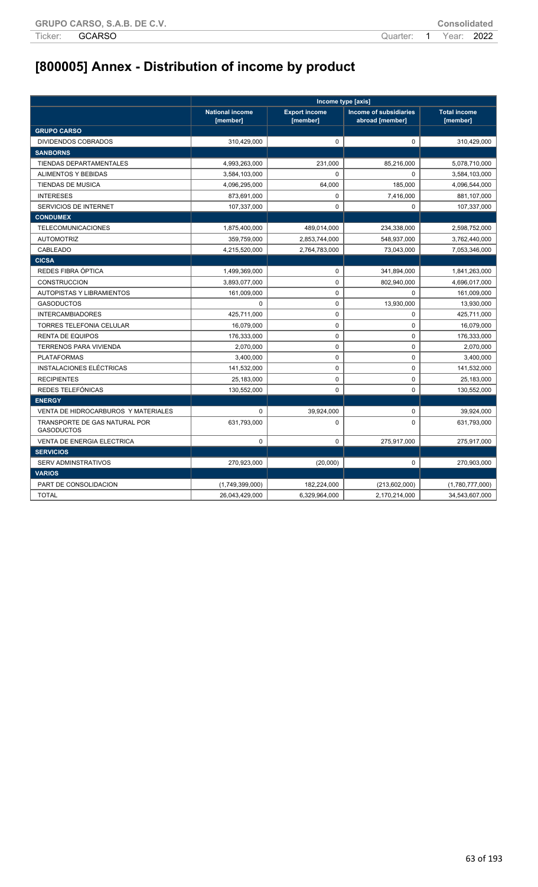# [800005] Annex - Distribution of income by product

| | Income type [axis] | | | |
|---|---|---|---|---|
| | National income [member] | Export income [member] | Income of subsidiaries abroad [member] | Total income [member] |
| **GRUPO CARSO** | | | | |
| DIVIDENDOS COBRADOS | 310,429,000 | 0 | 0 | 310,429,000 |
| **SANBORNS** | | | | |
| TIENDAS DEPARTAMENTALES | 4,993,263,000 | 231,000 | 85,216,000 | 5,078,710,000 |
| ALIMENTOS Y BEBIDAS | 3,584,103,000 | 0 | 0 | 3,584,103,000 |
| TIENDAS DE MUSICA | 4,096,295,000 | 64,000 | 185,000 | 4,096,544,000 |
| INTERESES | 873,691,000 | 0 | 7,416,000 | 881,107,000 |
| SERVICIOS DE INTERNET | 107,337,000 | 0 | 0 | 107,337,000 |
| **CONDUMEX** | | | | |
| TELECOMUNICACIONES | 1,875,400,000 | 489,014,000 | 234,338,000 | 2,598,752,000 |
| AUTOMOTRIZ | 359,759,000 | 2,853,744,000 | 548,937,000 | 3,762,440,000 |
| CABLEADO | 4,215,520,000 | 2,764,783,000 | 73,043,000 | 7,053,346,000 |
| **CICSA** | | | | |
| REDES FIBRA ÓPTICA | 1,499,369,000 | 0 | 341,894,000 | 1,841,263,000 |
| CONSTRUCCION | 3,893,077,000 | 0 | 802,940,000 | 4,696,017,000 |
| AUTOPISTAS Y LIBRAMIENTOS | 161,009,000 | 0 | 0 | 161,009,000 |
| GASODUCTOS | 0 | 0 | 13,930,000 | 13,930,000 |
| INTERCAMBIADORES | 425,711,000 | 0 | 0 | 425,711,000 |
| TORRES TELEFONIA CELULAR | 16,079,000 | 0 | 0 | 16,079,000 |
| RENTA DE EQUIPOS | 176,333,000 | 0 | 0 | 176,333,000 |
| TERRENOS PARA VIVIENDA | 2,070,000 | 0 | 0 | 2,070,000 |
| PLATAFORMAS | 3,400,000 | 0 | 0 | 3,400,000 |
| INSTALACIONES ELÉCTRICAS | 141,532,000 | 0 | 0 | 141,532,000 |
| RECIPIENTES | 25,183,000 | 0 | 0 | 25,183,000 |
| REDES TELEFÓNICAS | 130,552,000 | 0 | 0 | 130,552,000 |
| **ENERGY** | | | | |
| VENTA DE HIDROCARBUROS Y MATERIALES | 0 | 39,924,000 | 0 | 39,924,000 |
| TRANSPORTE DE GAS NATURAL POR GASODUCTOS | 631,793,000 | 0 | 0 | 631,793,000 |
| VENTA DE ENERGIA ELECTRICA | 0 | 0 | 275,917,000 | 275,917,000 |
| **SERVICIOS** | | | | |
| SERV ADMINSTRATIVOS | 270,923,000 | (20,000) | 0 | 270,903,000 |
| **VARIOS** | | | | |
| PART DE CONSOLIDACION | (1,749,399,000) | 182,224,000 | (213,602,000) | (1,780,777,000) |
| TOTAL | 26,043,429,000 | 6,329,964,000 | 2,170,214,000 | 34,543,607,000 |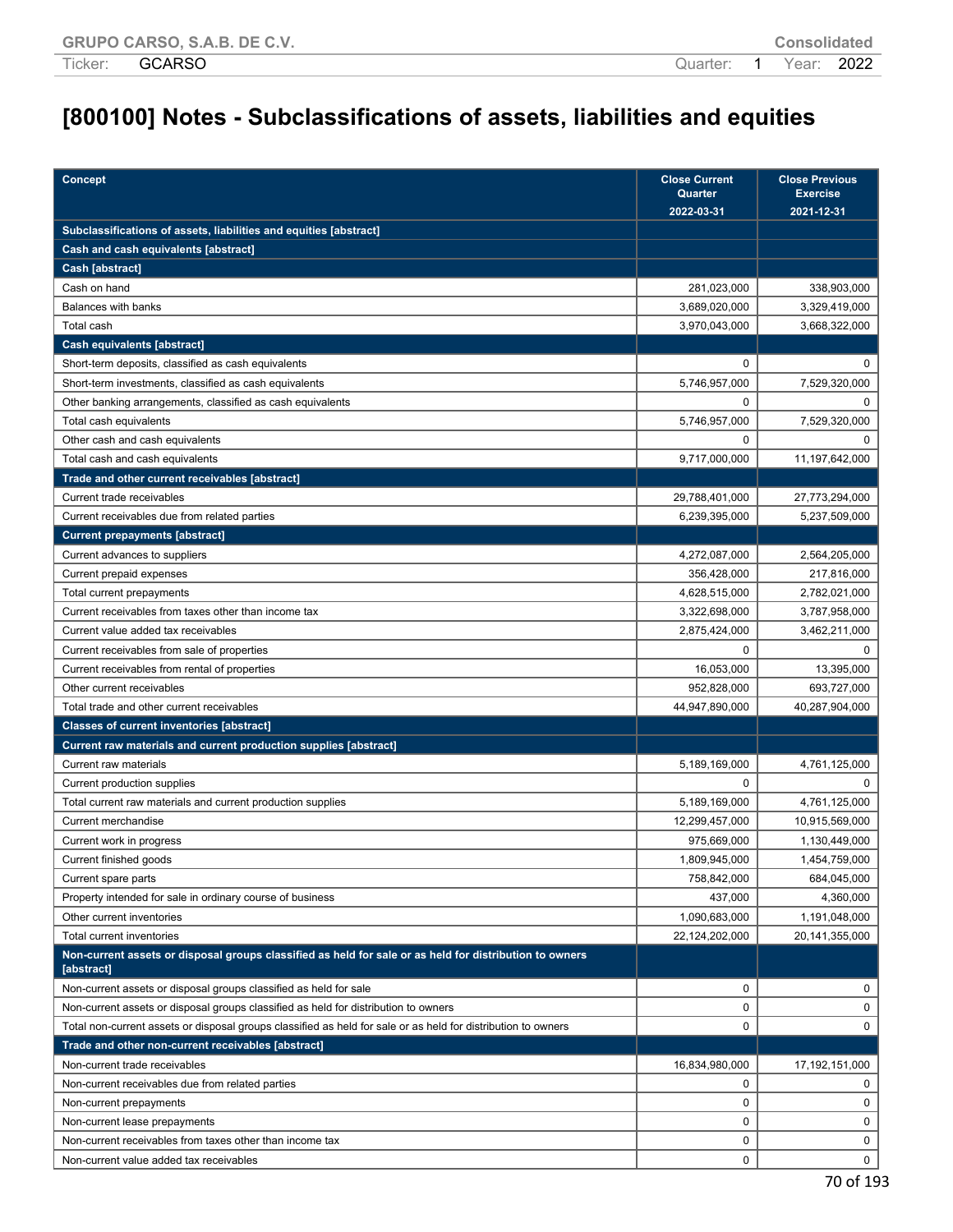# [800100] Notes - Subclassifications of assets, liabilities and equities

| Concept | Close Current Quarter 2022-03-31 | Close Previous Exercise 2021-12-31 |
|---|---|---|
| **Subclassifications of assets, liabilities and equities [abstract]** | | |
| **Cash and cash equivalents [abstract]** | | |
| **Cash [abstract]** | | |
| Cash on hand | 281,023,000 | 338,903,000 |
| Balances with banks | 3,689,020,000 | 3,329,419,000 |
| Total cash | 3,970,043,000 | 3,668,322,000 |
| **Cash equivalents [abstract]** | | |
| Short-term deposits, classified as cash equivalents | 0 | 0 |
| Short-term investments, classified as cash equivalents | 5,746,957,000 | 7,529,320,000 |
| Other banking arrangements, classified as cash equivalents | 0 | 0 |
| Total cash equivalents | 5,746,957,000 | 7,529,320,000 |
| Other cash and cash equivalents | 0 | 0 |
| Total cash and cash equivalents | 9,717,000,000 | 11,197,642,000 |
| **Trade and other current receivables [abstract]** | | |
| Current trade receivables | 29,788,401,000 | 27,773,294,000 |
| Current receivables due from related parties | 6,239,395,000 | 5,237,509,000 |
| **Current prepayments [abstract]** | | |
| Current advances to suppliers | 4,272,087,000 | 2,564,205,000 |
| Current prepaid expenses | 356,428,000 | 217,816,000 |
| Total current prepayments | 4,628,515,000 | 2,782,021,000 |
| Current receivables from taxes other than income tax | 3,322,698,000 | 3,787,958,000 |
| Current value added tax receivables | 2,875,424,000 | 3,462,211,000 |
| Current receivables from sale of properties | 0 | 0 |
| Current receivables from rental of properties | 16,053,000 | 13,395,000 |
| Other current receivables | 952,828,000 | 693,727,000 |
| Total trade and other current receivables | 44,947,890,000 | 40,287,904,000 |
| **Classes of current inventories [abstract]** | | |
| **Current raw materials and current production supplies [abstract]** | | |
| Current raw materials | 5,189,169,000 | 4,761,125,000 |
| Current production supplies | 0 | 0 |
| Total current raw materials and current production supplies | 5,189,169,000 | 4,761,125,000 |
| Current merchandise | 12,299,457,000 | 10,915,569,000 |
| Current work in progress | 975,669,000 | 1,130,449,000 |
| Current finished goods | 1,809,945,000 | 1,454,759,000 |
| Current spare parts | 758,842,000 | 684,045,000 |
| Property intended for sale in ordinary course of business | 437,000 | 4,360,000 |
| Other current inventories | 1,090,683,000 | 1,191,048,000 |
| Total current inventories | 22,124,202,000 | 20,141,355,000 |
| **Non-current assets or disposal groups classified as held for sale or as held for distribution to owners [abstract]** | | |
| Non-current assets or disposal groups classified as held for sale | 0 | 0 |
| Non-current assets or disposal groups classified as held for distribution to owners | 0 | 0 |
| Total non-current assets or disposal groups classified as held for sale or as held for distribution to owners | 0 | 0 |
| **Trade and other non-current receivables [abstract]** | | |
| Non-current trade receivables | 16,834,980,000 | 17,192,151,000 |
| Non-current receivables due from related parties | 0 | 0 |
| Non-current prepayments | 0 | 0 |
| Non-current lease prepayments | 0 | 0 |
| Non-current receivables from taxes other than income tax | 0 | 0 |
| Non-current value added tax receivables | 0 | 0 |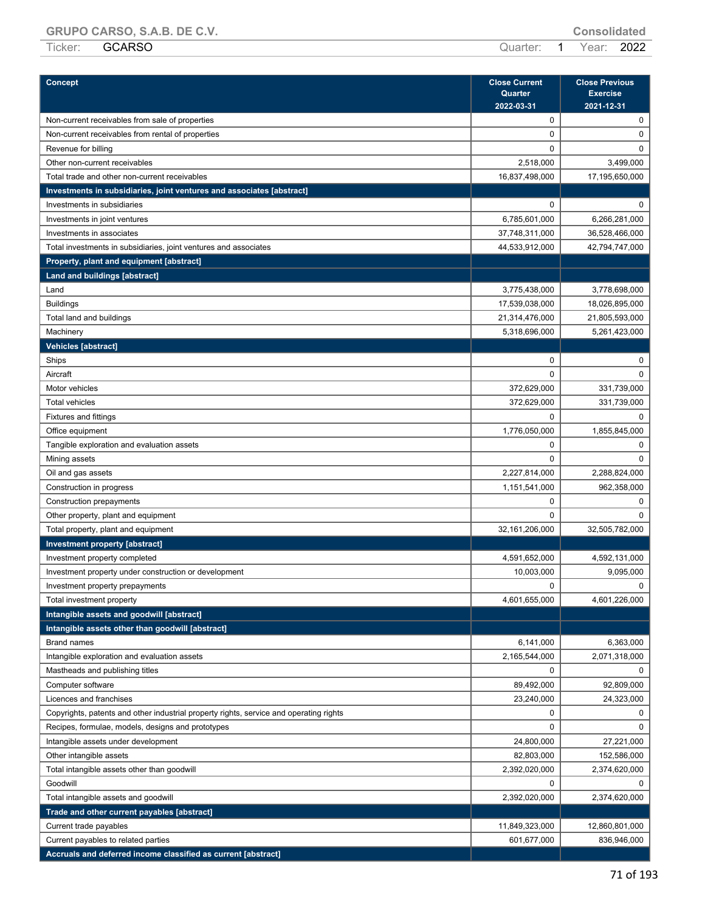GRUPO CARSO, S.A.B. DE C.V. | Consolidated

Ticker: GCARSO | Quarter: 1 | Year: 2022

| Concept | Close Current Quarter 2022-03-31 | Close Previous Exercise 2021-12-31 |
|---|---|---|
| Non-current receivables from sale of properties | 0 | 0 |
| Non-current receivables from rental of properties | 0 | 0 |
| Revenue for billing | 0 | 0 |
| Other non-current receivables | 2,518,000 | 3,499,000 |
| Total trade and other non-current receivables | 16,837,498,000 | 17,195,650,000 |
| **Investments in subsidiaries, joint ventures and associates [abstract]** | | |
| Investments in subsidiaries | 0 | 0 |
| Investments in joint ventures | 6,785,601,000 | 6,266,281,000 |
| Investments in associates | 37,748,311,000 | 36,528,466,000 |
| Total investments in subsidiaries, joint ventures and associates | 44,533,912,000 | 42,794,747,000 |
| **Property, plant and equipment [abstract]** | | |
| **Land and buildings [abstract]** | | |
| Land | 3,775,438,000 | 3,778,698,000 |
| Buildings | 17,539,038,000 | 18,026,895,000 |
| Total land and buildings | 21,314,476,000 | 21,805,593,000 |
| Machinery | 5,318,696,000 | 5,261,423,000 |
| **Vehicles [abstract]** | | |
| Ships | 0 | 0 |
| Aircraft | 0 | 0 |
| Motor vehicles | 372,629,000 | 331,739,000 |
| Total vehicles | 372,629,000 | 331,739,000 |
| Fixtures and fittings | 0 | 0 |
| Office equipment | 1,776,050,000 | 1,855,845,000 |
| Tangible exploration and evaluation assets | 0 | 0 |
| Mining assets | 0 | 0 |
| Oil and gas assets | 2,227,814,000 | 2,288,824,000 |
| Construction in progress | 1,151,541,000 | 962,358,000 |
| Construction prepayments | 0 | 0 |
| Other property, plant and equipment | 0 | 0 |
| Total property, plant and equipment | 32,161,206,000 | 32,505,782,000 |
| **Investment property [abstract]** | | |
| Investment property completed | 4,591,652,000 | 4,592,131,000 |
| Investment property under construction or development | 10,003,000 | 9,095,000 |
| Investment property prepayments | 0 | 0 |
| Total investment property | 4,601,655,000 | 4,601,226,000 |
| **Intangible assets and goodwill [abstract]** | | |
| **Intangible assets other than goodwill [abstract]** | | |
| Brand names | 6,141,000 | 6,363,000 |
| Intangible exploration and evaluation assets | 2,165,544,000 | 2,071,318,000 |
| Mastheads and publishing titles | 0 | 0 |
| Computer software | 89,492,000 | 92,809,000 |
| Licences and franchises | 23,240,000 | 24,323,000 |
| Copyrights, patents and other industrial property rights, service and operating rights | 0 | 0 |
| Recipes, formulae, models, designs and prototypes | 0 | 0 |
| Intangible assets under development | 24,800,000 | 27,221,000 |
| Other intangible assets | 82,803,000 | 152,586,000 |
| Total intangible assets other than goodwill | 2,392,020,000 | 2,374,620,000 |
| Goodwill | 0 | 0 |
| Total intangible assets and goodwill | 2,392,020,000 | 2,374,620,000 |
| **Trade and other current payables [abstract]** | | |
| Current trade payables | 11,849,323,000 | 12,860,801,000 |
| Current payables to related parties | 601,677,000 | 836,946,000 |
| **Accruals and deferred income classified as current [abstract]** | | |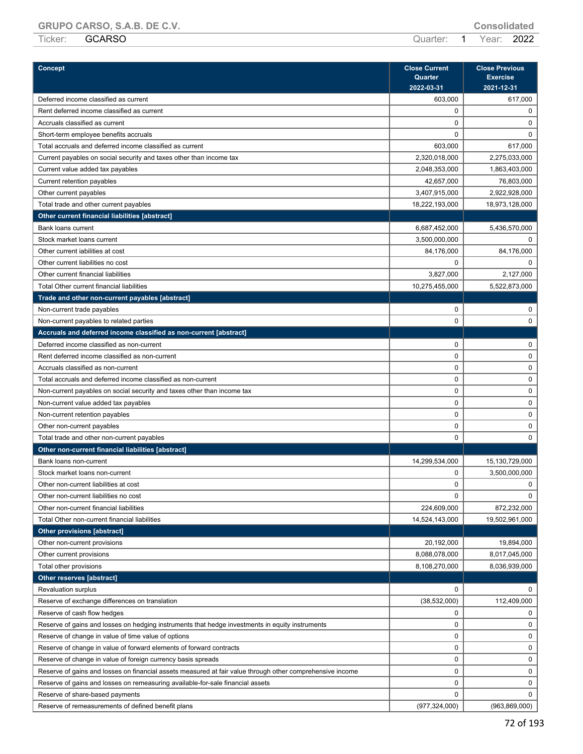| Concept | Close Current Quarter 2022-03-31 | Close Previous Exercise 2021-12-31 |
|---|---|---|
| Deferred income classified as current | 603,000 | 617,000 |
| Rent deferred income classified as current | 0 | 0 |
| Accruals classified as current | 0 | 0 |
| Short-term employee benefits accruals | 0 | 0 |
| Total accruals and deferred income classified as current | 603,000 | 617,000 |
| Current payables on social security and taxes other than income tax | 2,320,018,000 | 2,275,033,000 |
| Current value added tax payables | 2,048,353,000 | 1,863,403,000 |
| Current retention payables | 42,657,000 | 76,803,000 |
| Other current payables | 3,407,915,000 | 2,922,928,000 |
| Total trade and other current payables | 18,222,193,000 | 18,973,128,000 |
| **Other current financial liabilities [abstract]** | | |
| Bank loans current | 6,687,452,000 | 5,436,570,000 |
| Stock market loans current | 3,500,000,000 | 0 |
| Other current iabilities at cost | 84,176,000 | 84,176,000 |
| Other current liabilities no cost | 0 | 0 |
| Other current financial liabilities | 3,827,000 | 2,127,000 |
| Total Other current financial liabilities | 10,275,455,000 | 5,522,873,000 |
| **Trade and other non-current payables [abstract]** | | |
| Non-current trade payables | 0 | 0 |
| Non-current payables to related parties | 0 | 0 |
| **Accruals and deferred income classified as non-current [abstract]** | | |
| Deferred income classified as non-current | 0 | 0 |
| Rent deferred income classified as non-current | 0 | 0 |
| Accruals classified as non-current | 0 | 0 |
| Total accruals and deferred income classified as non-current | 0 | 0 |
| Non-current payables on social security and taxes other than income tax | 0 | 0 |
| Non-current value added tax payables | 0 | 0 |
| Non-current retention payables | 0 | 0 |
| Other non-current payables | 0 | 0 |
| Total trade and other non-current payables | 0 | 0 |
| **Other non-current financial liabilities [abstract]** | | |
| Bank loans non-current | 14,299,534,000 | 15,130,729,000 |
| Stock market loans non-current | 0 | 3,500,000,000 |
| Other non-current liabilities at cost | 0 | 0 |
| Other non-current liabilities no cost | 0 | 0 |
| Other non-current financial liabilities | 224,609,000 | 872,232,000 |
| Total Other non-current financial liabilities | 14,524,143,000 | 19,502,961,000 |
| **Other provisions [abstract]** | | |
| Other non-current provisions | 20,192,000 | 19,894,000 |
| Other current provisions | 8,088,078,000 | 8,017,045,000 |
| Total other provisions | 8,108,270,000 | 8,036,939,000 |
| **Other reserves [abstract]** | | |
| Revaluation surplus | 0 | 0 |
| Reserve of exchange differences on translation | (38,532,000) | 112,409,000 |
| Reserve of cash flow hedges | 0 | 0 |
| Reserve of gains and losses on hedging instruments that hedge investments in equity instruments | 0 | 0 |
| Reserve of change in value of time value of options | 0 | 0 |
| Reserve of change in value of forward elements of forward contracts | 0 | 0 |
| Reserve of change in value of foreign currency basis spreads | 0 | 0 |
| Reserve of gains and losses on financial assets measured at fair value through other comprehensive income | 0 | 0 |
| Reserve of gains and losses on remeasuring available-for-sale financial assets | 0 | 0 |
| Reserve of share-based payments | 0 | 0 |
| Reserve of remeasurements of defined benefit plans | (977,324,000) | (963,869,000) |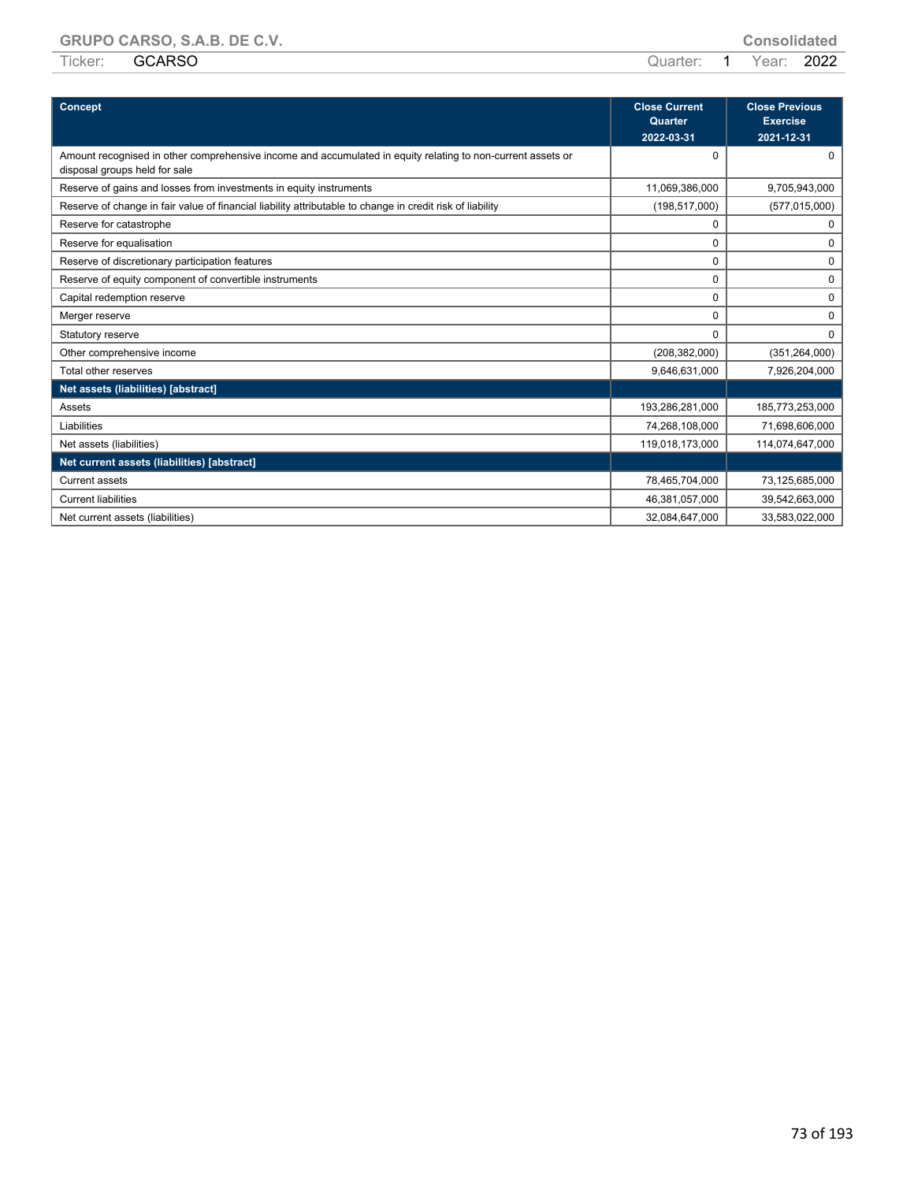| Concept | Close Current Quarter 2022-03-31 | Close Previous Exercise 2021-12-31 |
| --- | --- | --- |
| Amount recognised in other comprehensive income and accumulated in equity relating to non-current assets or disposal groups held for sale | 0 | 0 |
| Reserve of gains and losses from investments in equity instruments | 11,069,386,000 | 9,705,943,000 |
| Reserve of change in fair value of financial liability attributable to change in credit risk of liability | (198,517,000) | (577,015,000) |
| Reserve for catastrophe | 0 | 0 |
| Reserve for equalisation | 0 | 0 |
| Reserve of discretionary participation features | 0 | 0 |
| Reserve of equity component of convertible instruments | 0 | 0 |
| Capital redemption reserve | 0 | 0 |
| Merger reserve | 0 | 0 |
| Statutory reserve | 0 | 0 |
| Other comprehensive income | (208,382,000) | (351,264,000) |
| Total other reserves | 9,646,631,000 | 7,926,204,000 |
| **Net assets (liabilities) [abstract]** | | |
| Assets | 193,286,281,000 | 185,773,253,000 |
| Liabilities | 74,268,108,000 | 71,698,606,000 |
| Net assets (liabilities) | 119,018,173,000 | 114,074,647,000 |
| **Net current assets (liabilities) [abstract]** | | |
| Current assets | 78,465,704,000 | 73,125,685,000 |
| Current liabilities | 46,381,057,000 | 39,542,663,000 |
| Net current assets (liabilities) | 32,084,647,000 | 33,583,022,000 |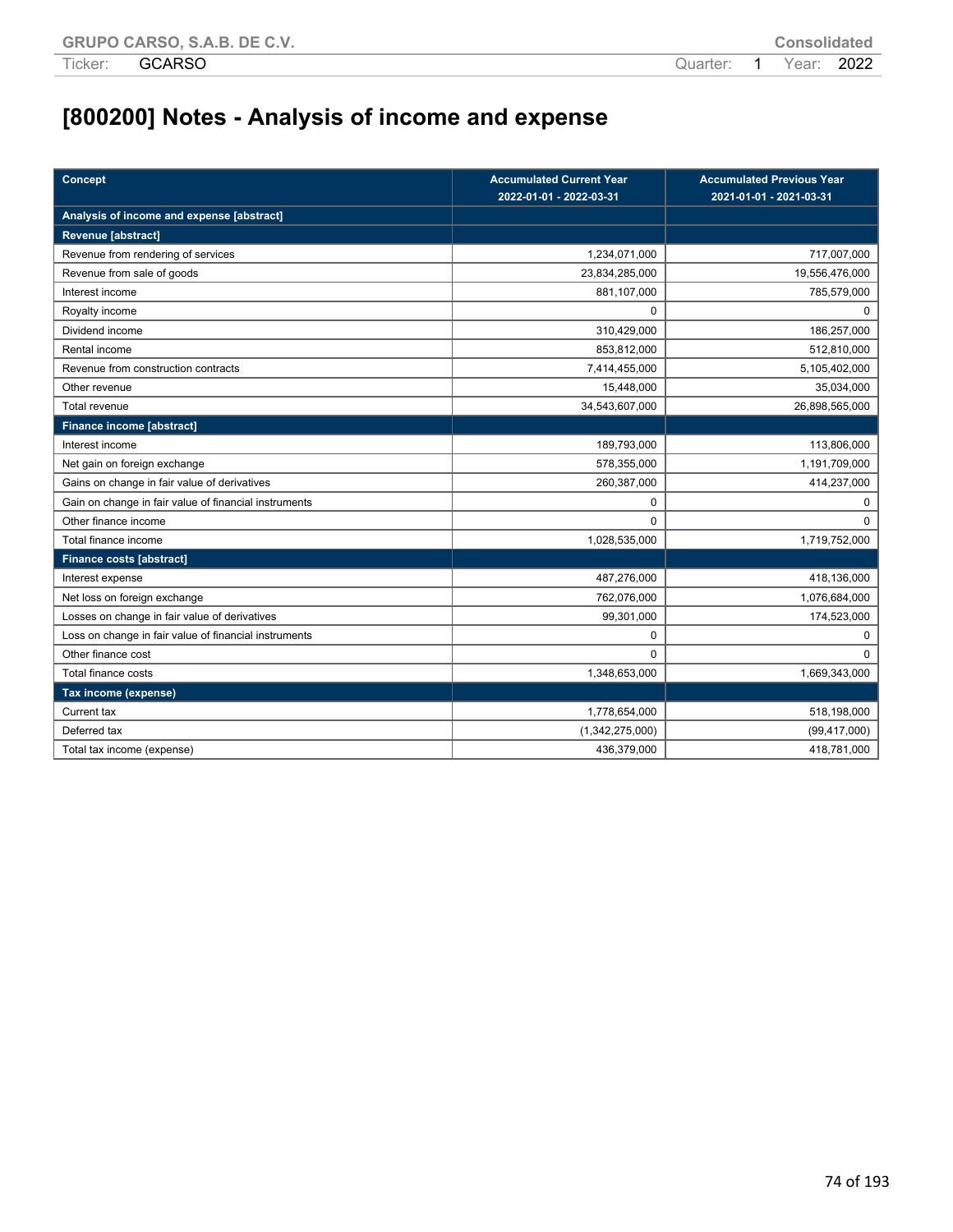# [800200] Notes - Analysis of income and expense

| Concept | Accumulated Current Year 2022-01-01 - 2022-03-31 | Accumulated Previous Year 2021-01-01 - 2021-03-31 |
|---|---|---|
| **Analysis of income and expense [abstract]** | | |
| **Revenue [abstract]** | | |
| Revenue from rendering of services | 1,234,071,000 | 717,007,000 |
| Revenue from sale of goods | 23,834,285,000 | 19,556,476,000 |
| Interest income | 881,107,000 | 785,579,000 |
| Royalty income | 0 | 0 |
| Dividend income | 310,429,000 | 186,257,000 |
| Rental income | 853,812,000 | 512,810,000 |
| Revenue from construction contracts | 7,414,455,000 | 5,105,402,000 |
| Other revenue | 15,448,000 | 35,034,000 |
| Total revenue | 34,543,607,000 | 26,898,565,000 |
| **Finance income [abstract]** | | |
| Interest income | 189,793,000 | 113,806,000 |
| Net gain on foreign exchange | 578,355,000 | 1,191,709,000 |
| Gains on change in fair value of derivatives | 260,387,000 | 414,237,000 |
| Gain on change in fair value of financial instruments | 0 | 0 |
| Other finance income | 0 | 0 |
| Total finance income | 1,028,535,000 | 1,719,752,000 |
| **Finance costs [abstract]** | | |
| Interest expense | 487,276,000 | 418,136,000 |
| Net loss on foreign exchange | 762,076,000 | 1,076,684,000 |
| Losses on change in fair value of derivatives | 99,301,000 | 174,523,000 |
| Loss on change in fair value of financial instruments | 0 | 0 |
| Other finance cost | 0 | 0 |
| Total finance costs | 1,348,653,000 | 1,669,343,000 |
| **Tax income (expense)** | | |
| Current tax | 1,778,654,000 | 518,198,000 |
| Deferred tax | (1,342,275,000) | (99,417,000) |
| Total tax income (expense) | 436,379,000 | 418,781,000 |